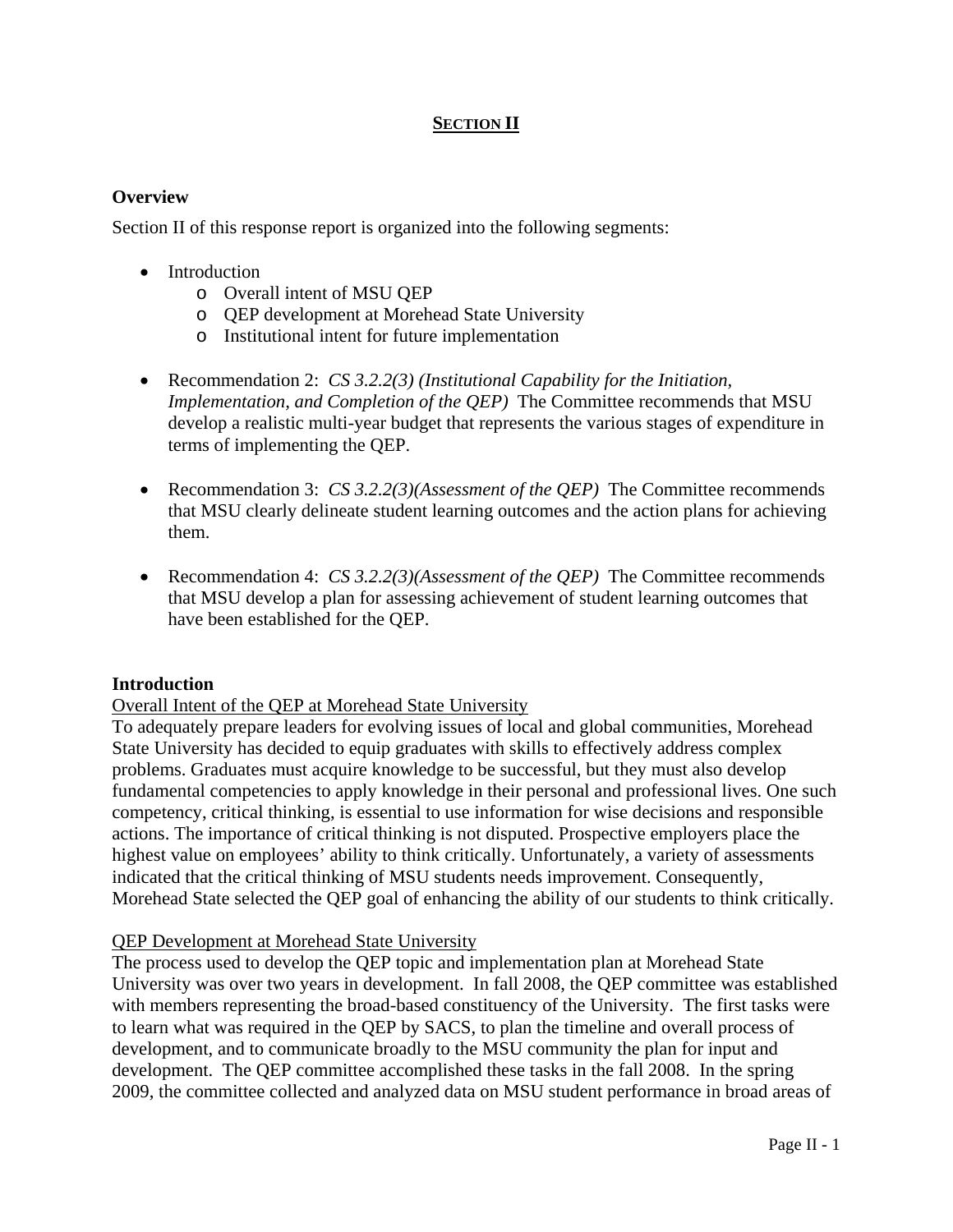# <u>SECTION II</u>

## Overview

Section II of this response report is organized into the following segments:

- Introduction
  - Overall intent of MSU QEP
  - QEP development at Morehead State University
  - Institutional intent for future implementation
- Recommendation 2: *CS 3.2.2(3) (Institutional Capability for the Initiation, Implementation, and Completion of the QEP)* The Committee recommends that MSU develop a realistic multi-year budget that represents the various stages of expenditure in terms of implementing the QEP.
- Recommendation 3: *CS 3.2.2(3)(Assessment of the QEP)* The Committee recommends that MSU clearly delineate student learning outcomes and the action plans for achieving them.
- Recommendation 4: *CS 3.2.2(3)(Assessment of the QEP)* The Committee recommends that MSU develop a plan for assessing achievement of student learning outcomes that have been established for the QEP.

## Introduction

<u>Overall Intent of the QEP at Morehead State University</u>

To adequately prepare leaders for evolving issues of local and global communities, Morehead State University has decided to equip graduates with skills to effectively address complex problems. Graduates must acquire knowledge to be successful, but they must also develop fundamental competencies to apply knowledge in their personal and professional lives. One such competency, critical thinking, is essential to use information for wise decisions and responsible actions. The importance of critical thinking is not disputed. Prospective employers place the highest value on employees' ability to think critically. Unfortunately, a variety of assessments indicated that the critical thinking of MSU students needs improvement. Consequently, Morehead State selected the QEP goal of enhancing the ability of our students to think critically.

<u>QEP Development at Morehead State University</u>

The process used to develop the QEP topic and implementation plan at Morehead State University was over two years in development. In fall 2008, the QEP committee was established with members representing the broad-based constituency of the University. The first tasks were to learn what was required in the QEP by SACS, to plan the timeline and overall process of development, and to communicate broadly to the MSU community the plan for input and development. The QEP committee accomplished these tasks in the fall 2008. In the spring 2009, the committee collected and analyzed data on MSU student performance in broad areas of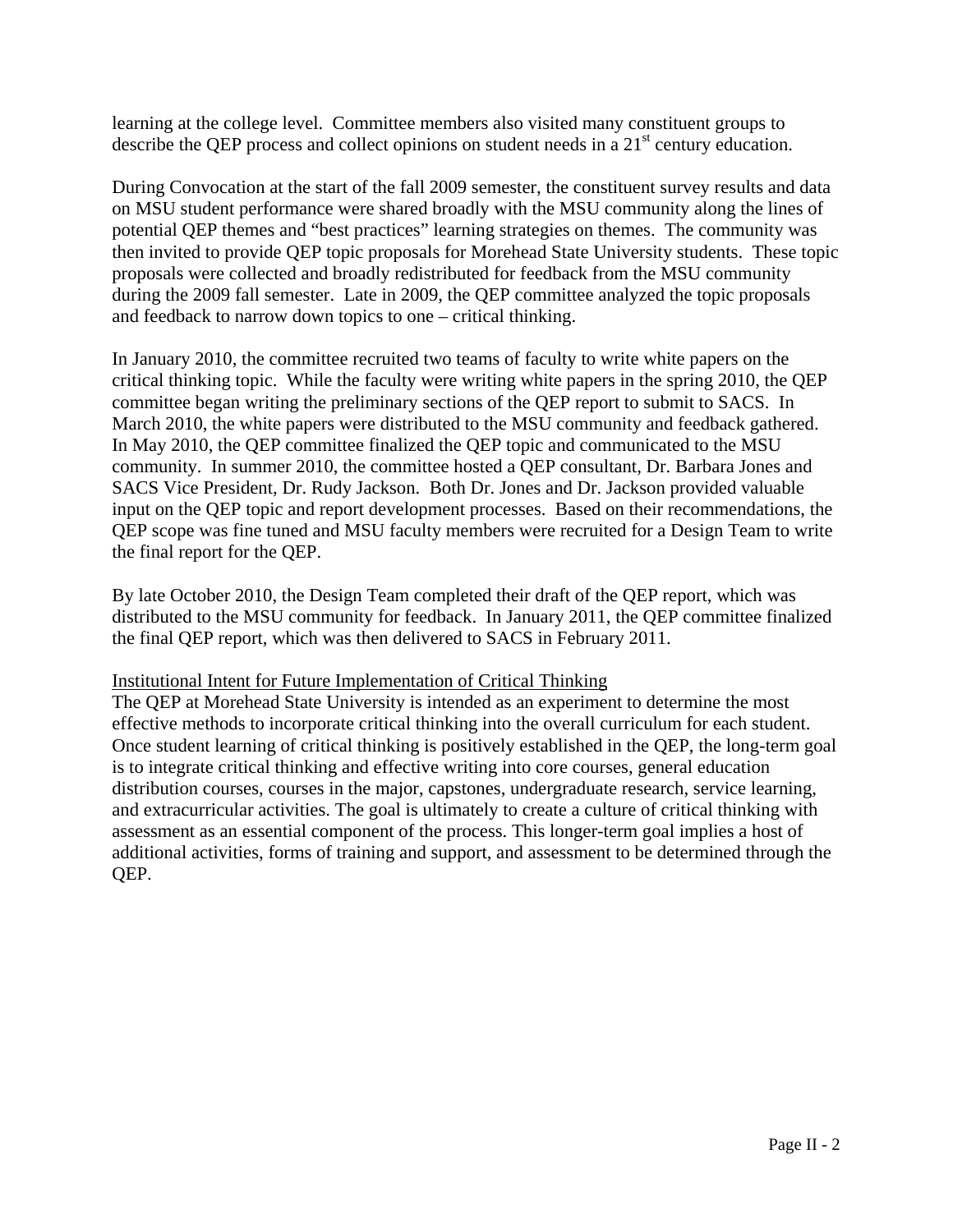learning at the college level. Committee members also visited many constituent groups to describe the QEP process and collect opinions on student needs in a 21st century education.

During Convocation at the start of the fall 2009 semester, the constituent survey results and data on MSU student performance were shared broadly with the MSU community along the lines of potential QEP themes and "best practices" learning strategies on themes. The community was then invited to provide QEP topic proposals for Morehead State University students. These topic proposals were collected and broadly redistributed for feedback from the MSU community during the 2009 fall semester. Late in 2009, the QEP committee analyzed the topic proposals and feedback to narrow down topics to one – critical thinking.

In January 2010, the committee recruited two teams of faculty to write white papers on the critical thinking topic. While the faculty were writing white papers in the spring 2010, the QEP committee began writing the preliminary sections of the QEP report to submit to SACS. In March 2010, the white papers were distributed to the MSU community and feedback gathered. In May 2010, the QEP committee finalized the QEP topic and communicated to the MSU community. In summer 2010, the committee hosted a QEP consultant, Dr. Barbara Jones and SACS Vice President, Dr. Rudy Jackson. Both Dr. Jones and Dr. Jackson provided valuable input on the QEP topic and report development processes. Based on their recommendations, the QEP scope was fine tuned and MSU faculty members were recruited for a Design Team to write the final report for the QEP.

By late October 2010, the Design Team completed their draft of the QEP report, which was distributed to the MSU community for feedback. In January 2011, the QEP committee finalized the final QEP report, which was then delivered to SACS in February 2011.

Institutional Intent for Future Implementation of Critical Thinking

The QEP at Morehead State University is intended as an experiment to determine the most effective methods to incorporate critical thinking into the overall curriculum for each student. Once student learning of critical thinking is positively established in the QEP, the long-term goal is to integrate critical thinking and effective writing into core courses, general education distribution courses, courses in the major, capstones, undergraduate research, service learning, and extracurricular activities. The goal is ultimately to create a culture of critical thinking with assessment as an essential component of the process. This longer-term goal implies a host of additional activities, forms of training and support, and assessment to be determined through the QEP.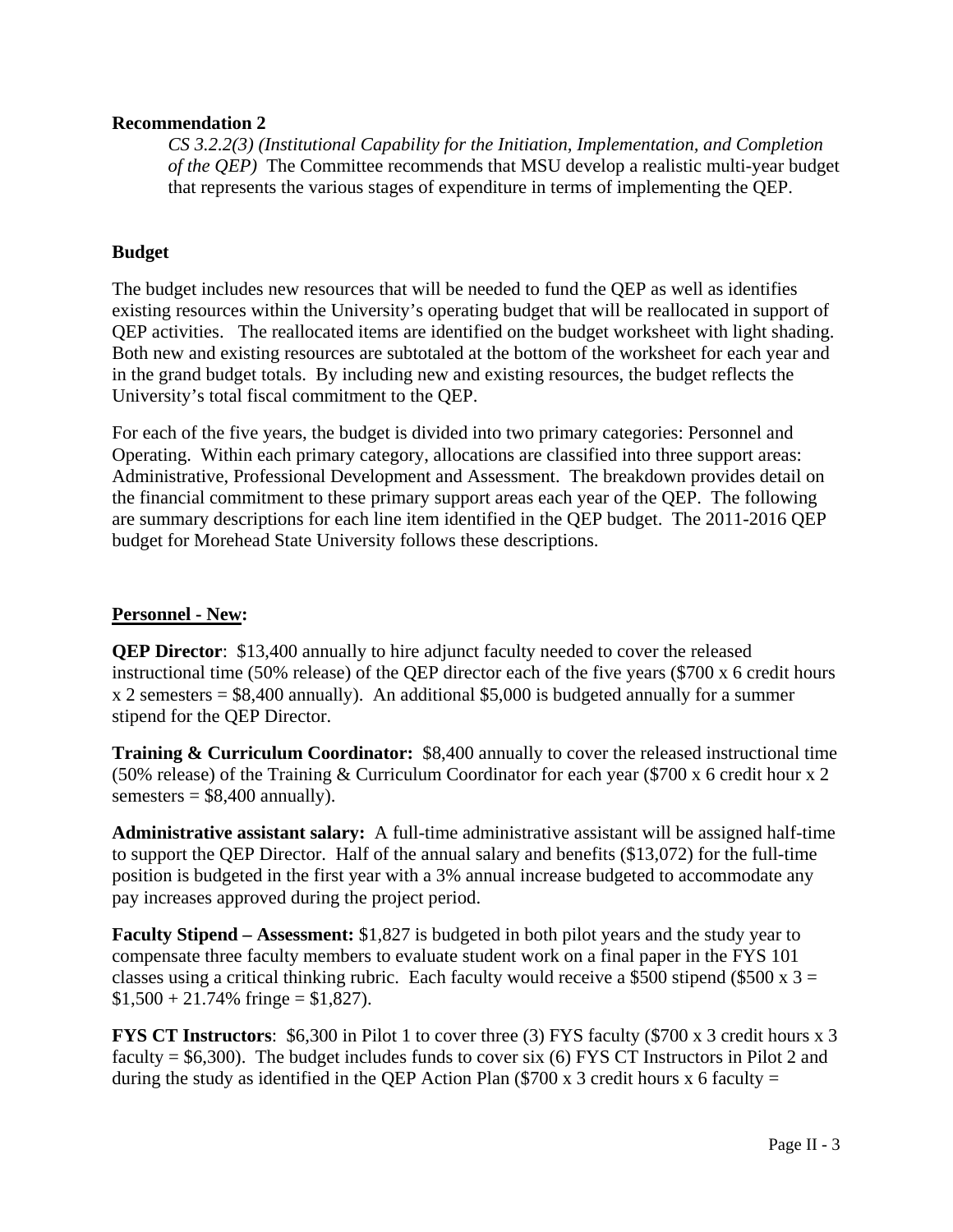**Recommendation 2**

*CS 3.2.2(3) (Institutional Capability for the Initiation, Implementation, and Completion of the QEP)* The Committee recommends that MSU develop a realistic multi-year budget that represents the various stages of expenditure in terms of implementing the QEP.

**Budget**

The budget includes new resources that will be needed to fund the QEP as well as identifies existing resources within the University's operating budget that will be reallocated in support of QEP activities. The reallocated items are identified on the budget worksheet with light shading. Both new and existing resources are subtotaled at the bottom of the worksheet for each year and in the grand budget totals. By including new and existing resources, the budget reflects the University's total fiscal commitment to the QEP.

For each of the five years, the budget is divided into two primary categories: Personnel and Operating. Within each primary category, allocations are classified into three support areas: Administrative, Professional Development and Assessment. The breakdown provides detail on the financial commitment to these primary support areas each year of the QEP. The following are summary descriptions for each line item identified in the QEP budget. The 2011-2016 QEP budget for Morehead State University follows these descriptions.

**Personnel - New:**

**QEP Director**: $13,400 annually to hire adjunct faculty needed to cover the released instructional time (50% release) of the QEP director each of the five years ($700 x 6 credit hours x 2 semesters = $8,400 annually). An additional $5,000 is budgeted annually for a summer stipend for the QEP Director.

**Training & Curriculum Coordinator:** $8,400 annually to cover the released instructional time (50% release) of the Training & Curriculum Coordinator for each year ($700 x 6 credit hour x 2 semesters = $8,400 annually).

**Administrative assistant salary:** A full-time administrative assistant will be assigned half-time to support the QEP Director. Half of the annual salary and benefits ($13,072) for the full-time position is budgeted in the first year with a 3% annual increase budgeted to accommodate any pay increases approved during the project period.

**Faculty Stipend – Assessment:** $1,827 is budgeted in both pilot years and the study year to compensate three faculty members to evaluate student work on a final paper in the FYS 101 classes using a critical thinking rubric. Each faculty would receive a $500 stipend ($500 x 3 = $1,500 + 21.74% fringe = $1,827).

**FYS CT Instructors**: $6,300 in Pilot 1 to cover three (3) FYS faculty ($700 x 3 credit hours x 3 faculty = $6,300). The budget includes funds to cover six (6) FYS CT Instructors in Pilot 2 and during the study as identified in the QEP Action Plan ($700 x 3 credit hours x 6 faculty =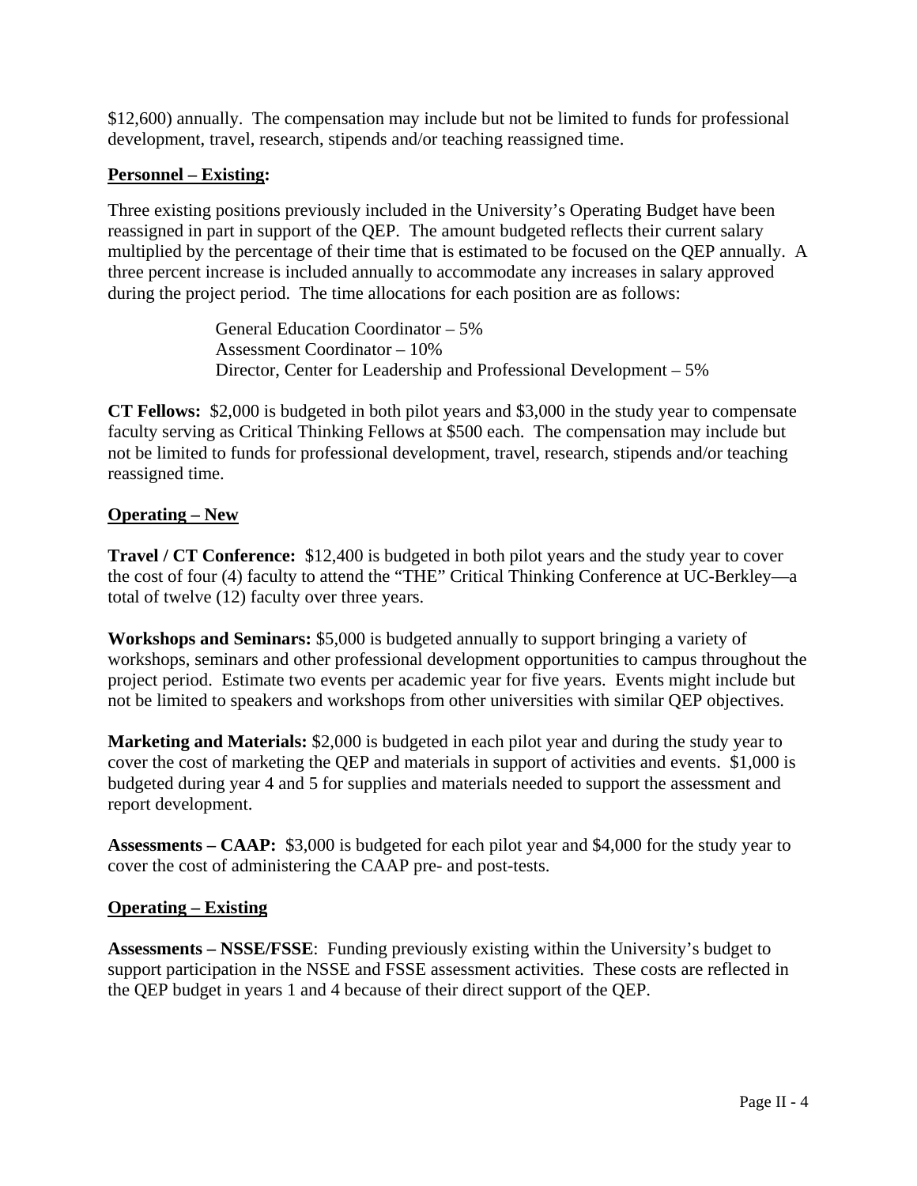$12,600) annually. The compensation may include but not be limited to funds for professional development, travel, research, stipends and/or teaching reassigned time.

**Personnel – Existing:**

Three existing positions previously included in the University's Operating Budget have been reassigned in part in support of the QEP. The amount budgeted reflects their current salary multiplied by the percentage of their time that is estimated to be focused on the QEP annually. A three percent increase is included annually to accommodate any increases in salary approved during the project period. The time allocations for each position are as follows:

General Education Coordinator – 5%
Assessment Coordinator – 10%
Director, Center for Leadership and Professional Development – 5%

**CT Fellows:** $2,000 is budgeted in both pilot years and $3,000 in the study year to compensate faculty serving as Critical Thinking Fellows at $500 each. The compensation may include but not be limited to funds for professional development, travel, research, stipends and/or teaching reassigned time.

**Operating – New**

**Travel / CT Conference:** $12,400 is budgeted in both pilot years and the study year to cover the cost of four (4) faculty to attend the "THE" Critical Thinking Conference at UC-Berkley—a total of twelve (12) faculty over three years.

**Workshops and Seminars:** $5,000 is budgeted annually to support bringing a variety of workshops, seminars and other professional development opportunities to campus throughout the project period. Estimate two events per academic year for five years. Events might include but not be limited to speakers and workshops from other universities with similar QEP objectives.

**Marketing and Materials:** $2,000 is budgeted in each pilot year and during the study year to cover the cost of marketing the QEP and materials in support of activities and events. $1,000 is budgeted during year 4 and 5 for supplies and materials needed to support the assessment and report development.

**Assessments – CAAP:** $3,000 is budgeted for each pilot year and $4,000 for the study year to cover the cost of administering the CAAP pre- and post-tests.

**Operating – Existing**

**Assessments – NSSE/FSSE**: Funding previously existing within the University's budget to support participation in the NSSE and FSSE assessment activities. These costs are reflected in the QEP budget in years 1 and 4 because of their direct support of the QEP.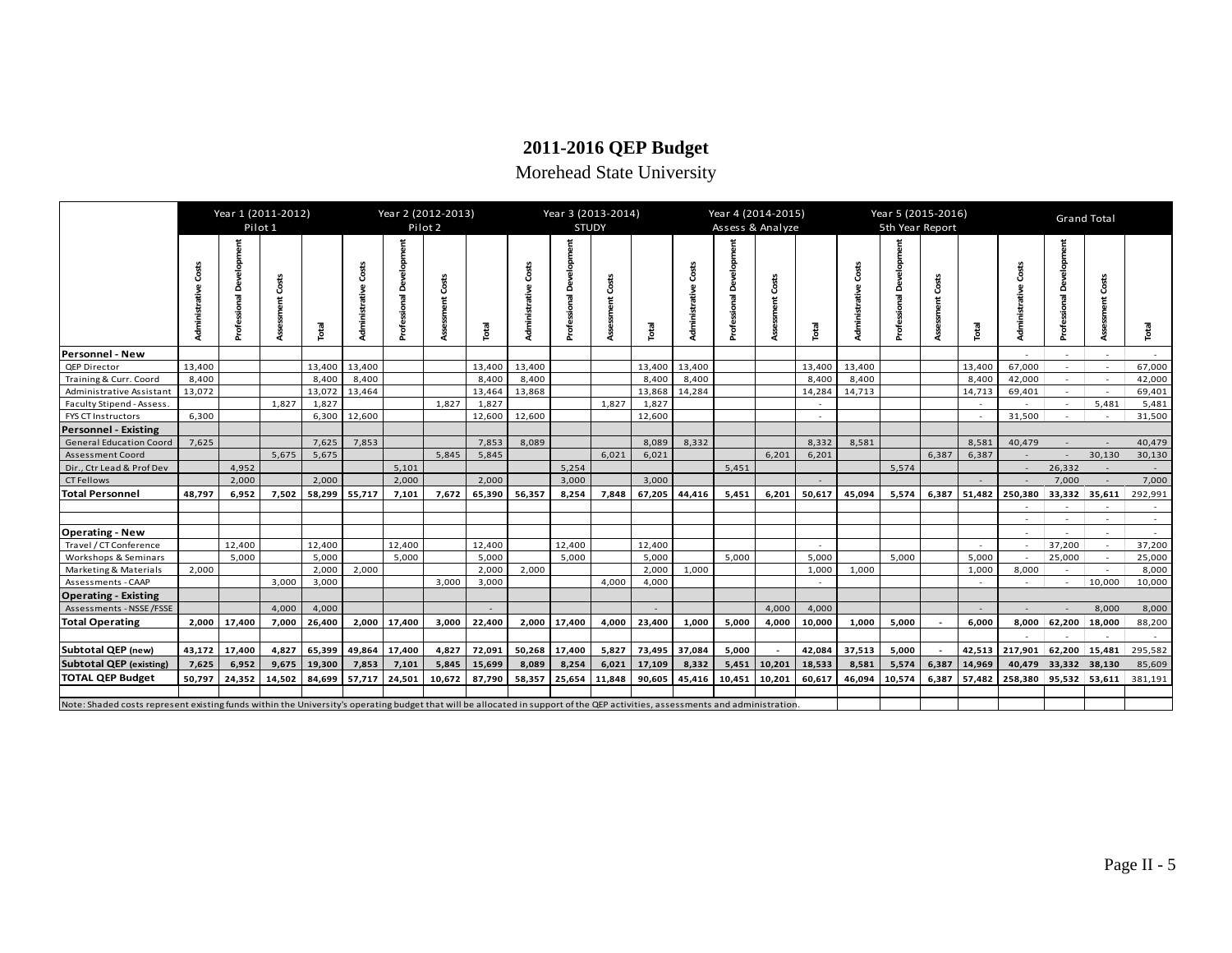# 2011-2016 QEP Budget

Morehead State University

| | Year 1 (2011-2012) Pilot 1 | | | | Year 2 (2012-2013) Pilot 2 | | | | Year 3 (2013-2014) STUDY | | | | Year 4 (2014-2015) Assess & Analyze | | | | Year 5 (2015-2016) 5th Year Report | | | | Grand Total | | | |
|---|---|---|---|---|---|---|---|---|---|---|---|---|---|---|---|---|---|---|---|---|---|---|---|---|
| | Administrative Costs | Professional Development | Assessment Costs | Total | Administrative Costs | Professional Development | Assessment Costs | Total | Administrative Costs | Professional Development | Assessment Costs | Total | Administrative Costs | Professional Development | Assessment Costs | Total | Administrative Costs | Professional Development | Assessment Costs | Total | Administrative Costs | Professional Development | Assessment Costs | Total |
| **Personnel - New** | | | | | | | | | | | | | | | | | | | | | - | - | - | - |
| QEP Director | 13,400 | | | 13,400 | 13,400 | | | 13,400 | 13,400 | | | 13,400 | 13,400 | | | 13,400 | 13,400 | | | 13,400 | 67,000 | - | - | 67,000 |
| Training & Curr. Coord | 8,400 | | | 8,400 | 8,400 | | | 8,400 | 8,400 | | | 8,400 | 8,400 | | | 8,400 | 8,400 | | | 8,400 | 42,000 | - | - | 42,000 |
| Administrative Assistant | 13,072 | | | 13,072 | 13,464 | | | 13,464 | 13,868 | | | 13,868 | 14,284 | | | 14,284 | 14,713 | | | 14,713 | 69,401 | - | - | 69,401 |
| Faculty Stipend - Assess. | | | 1,827 | 1,827 | | | 1,827 | 1,827 | | | 1,827 | 1,827 | | | | - | | | | - | - | - | 5,481 | 5,481 |
| FYS CT Instructors | 6,300 | | | 6,300 | 12,600 | | | 12,600 | 12,600 | | | 12,600 | | | | - | | | | - | 31,500 | - | - | 31,500 |
| **Personnel - Existing** | | | | | | | | | | | | | | | | | | | | | | | | |
| General Education Coord | 7,625 | | | 7,625 | 7,853 | | | 7,853 | 8,089 | | | 8,089 | 8,332 | | | 8,332 | 8,581 | | | 8,581 | 40,479 | - | - | 40,479 |
| Assessment Coord | | | 5,675 | 5,675 | | | 5,845 | 5,845 | | | 6,021 | 6,021 | | | 6,201 | 6,201 | | | 6,387 | 6,387 | - | - | 30,130 | 30,130 |
| Dir., Ctr Lead & Prof Dev | | 4,952 | | | | 5,101 | | | | 5,254 | | | | 5,451 | | | | 5,574 | | | - | 26,332 | - | - |
| CT Fellows | | 2,000 | | 2,000 | | 2,000 | | 2,000 | | 3,000 | | 3,000 | | | | - | | | | - | - | 7,000 | - | 7,000 |
| **Total Personnel** | **48,797** | **6,952** | **7,502** | **58,299** | **55,717** | **7,101** | **7,672** | **65,390** | **56,357** | **8,254** | **7,848** | **67,205** | **44,416** | **5,451** | **6,201** | **50,617** | **45,094** | **5,574** | **6,387** | **51,482** | **250,380** | **33,332** | **35,611** | **292,991** |
| | | | | | | | | | | | | | | | | | | | | | - | - | - | - |
| | | | | | | | | | | | | | | | | | | | | | - | - | - | - |
| **Operating - New** | | | | | | | | | | | | | | | | | | | | | - | - | - | - |
| Travel / CT Conference | | 12,400 | | 12,400 | | 12,400 | | 12,400 | | 12,400 | | 12,400 | | | | - | | | | - | - | 37,200 | - | 37,200 |
| Workshops & Seminars | | 5,000 | | 5,000 | | 5,000 | | 5,000 | | 5,000 | | 5,000 | | 5,000 | | 5,000 | | 5,000 | | 5,000 | - | 25,000 | - | 25,000 |
| Marketing & Materials | 2,000 | | | 2,000 | 2,000 | | | 2,000 | 2,000 | | | 2,000 | 1,000 | | | 1,000 | 1,000 | | | 1,000 | 8,000 | - | - | 8,000 |
| Assessments - CAAP | | | 3,000 | 3,000 | | | 3,000 | 3,000 | | | 4,000 | 4,000 | | | | - | | | | - | - | - | 10,000 | 10,000 |
| **Operating - Existing** | | | | | | | | | | | | | | | | | | | | | | | | |
| Assessments - NSSE/FSSE | | | 4,000 | 4,000 | | | | - | | | | - | | | 4,000 | 4,000 | | | | - | - | - | 8,000 | 8,000 |
| **Total Operating** | **2,000** | **17,400** | **7,000** | **26,400** | **2,000** | **17,400** | **3,000** | **22,400** | **2,000** | **17,400** | **4,000** | **23,400** | **1,000** | **5,000** | **4,000** | **10,000** | **1,000** | **5,000** | **-** | **6,000** | **8,000** | **62,200** | **18,000** | **88,200** |
| | | | | | | | | | | | | | | | | | | | | | - | - | - | - |
| **Subtotal QEP (new)** | **43,172** | **17,400** | **4,827** | **65,399** | **49,864** | **17,400** | **4,827** | **72,091** | **50,268** | **17,400** | **5,827** | **73,495** | **37,084** | **5,000** | **-** | **42,084** | **37,513** | **5,000** | **-** | **42,513** | **217,901** | **62,200** | **15,481** | **295,582** |
| **Subtotal QEP (existing)** | **7,625** | **6,952** | **9,675** | **19,300** | **7,853** | **7,101** | **5,845** | **15,699** | **8,089** | **8,254** | **6,021** | **17,109** | **8,332** | **5,451** | **10,201** | **18,533** | **8,581** | **5,574** | **6,387** | **14,969** | **40,479** | **33,332** | **38,130** | **85,609** |
| **TOTAL QEP Budget** | **50,797** | **24,352** | **14,502** | **84,699** | **57,717** | **24,501** | **10,672** | **87,790** | **58,357** | **25,654** | **11,848** | **90,605** | **45,416** | **10,451** | **10,201** | **60,617** | **46,094** | **10,574** | **6,387** | **57,482** | **258,380** | **95,532** | **53,611** | **381,191** |

Note: Shaded costs represent existing funds within the University's operating budget that will be allocated in support of the QEP activities, assessments and administration.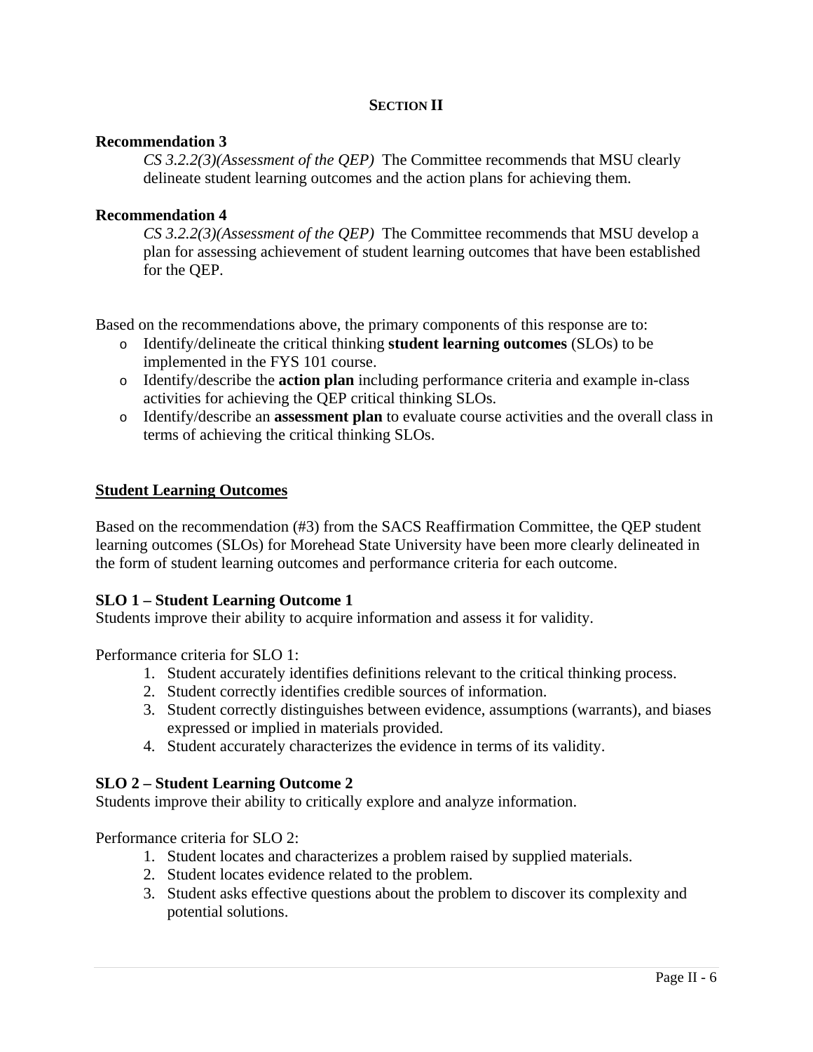## SECTION II

**Recommendation 3**

*CS 3.2.2(3)(Assessment of the QEP)* The Committee recommends that MSU clearly delineate student learning outcomes and the action plans for achieving them.

**Recommendation 4**

*CS 3.2.2(3)(Assessment of the QEP)* The Committee recommends that MSU develop a plan for assessing achievement of student learning outcomes that have been established for the QEP.

Based on the recommendations above, the primary components of this response are to:

- Identify/delineate the critical thinking **student learning outcomes** (SLOs) to be implemented in the FYS 101 course.
- Identify/describe the **action plan** including performance criteria and example in-class activities for achieving the QEP critical thinking SLOs.
- Identify/describe an **assessment plan** to evaluate course activities and the overall class in terms of achieving the critical thinking SLOs.

### Student Learning Outcomes

Based on the recommendation (#3) from the SACS Reaffirmation Committee, the QEP student learning outcomes (SLOs) for Morehead State University have been more clearly delineated in the form of student learning outcomes and performance criteria for each outcome.

**SLO 1 – Student Learning Outcome 1**

Students improve their ability to acquire information and assess it for validity.

Performance criteria for SLO 1:

1. Student accurately identifies definitions relevant to the critical thinking process.
2. Student correctly identifies credible sources of information.
3. Student correctly distinguishes between evidence, assumptions (warrants), and biases expressed or implied in materials provided.
4. Student accurately characterizes the evidence in terms of its validity.

**SLO 2 – Student Learning Outcome 2**

Students improve their ability to critically explore and analyze information.

Performance criteria for SLO 2:

1. Student locates and characterizes a problem raised by supplied materials.
2. Student locates evidence related to the problem.
3. Student asks effective questions about the problem to discover its complexity and potential solutions.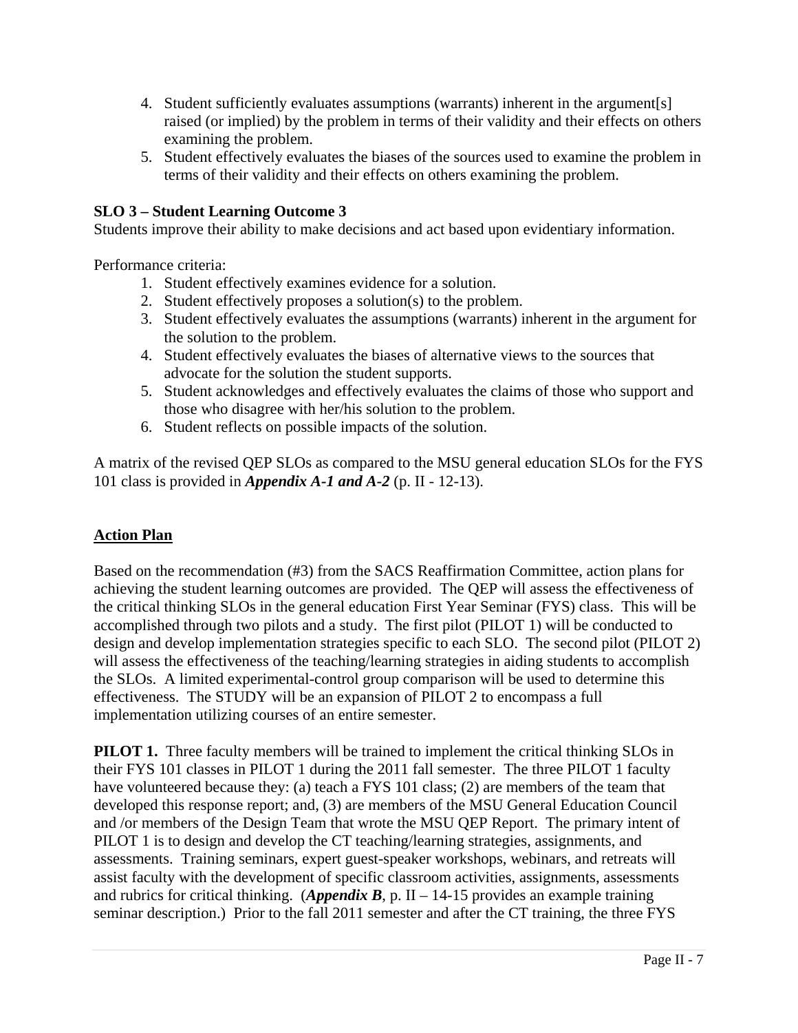4. Student sufficiently evaluates assumptions (warrants) inherent in the argument[s] raised (or implied) by the problem in terms of their validity and their effects on others examining the problem.
5. Student effectively evaluates the biases of the sources used to examine the problem in terms of their validity and their effects on others examining the problem.

**SLO 3 – Student Learning Outcome 3**
Students improve their ability to make decisions and act based upon evidentiary information.

Performance criteria:

1. Student effectively examines evidence for a solution.
2. Student effectively proposes a solution(s) to the problem.
3. Student effectively evaluates the assumptions (warrants) inherent in the argument for the solution to the problem.
4. Student effectively evaluates the biases of alternative views to the sources that advocate for the solution the student supports.
5. Student acknowledges and effectively evaluates the claims of those who support and those who disagree with her/his solution to the problem.
6. Student reflects on possible impacts of the solution.

A matrix of the revised QEP SLOs as compared to the MSU general education SLOs for the FYS 101 class is provided in ***Appendix A-1 and A-2*** (p. II - 12-13).

## Action Plan

Based on the recommendation (#3) from the SACS Reaffirmation Committee, action plans for achieving the student learning outcomes are provided. The QEP will assess the effectiveness of the critical thinking SLOs in the general education First Year Seminar (FYS) class. This will be accomplished through two pilots and a study. The first pilot (PILOT 1) will be conducted to design and develop implementation strategies specific to each SLO. The second pilot (PILOT 2) will assess the effectiveness of the teaching/learning strategies in aiding students to accomplish the SLOs. A limited experimental-control group comparison will be used to determine this effectiveness. The STUDY will be an expansion of PILOT 2 to encompass a full implementation utilizing courses of an entire semester.

**PILOT 1.** Three faculty members will be trained to implement the critical thinking SLOs in their FYS 101 classes in PILOT 1 during the 2011 fall semester. The three PILOT 1 faculty have volunteered because they: (a) teach a FYS 101 class; (2) are members of the team that developed this response report; and, (3) are members of the MSU General Education Council and /or members of the Design Team that wrote the MSU QEP Report. The primary intent of PILOT 1 is to design and develop the CT teaching/learning strategies, assignments, and assessments. Training seminars, expert guest-speaker workshops, webinars, and retreats will assist faculty with the development of specific classroom activities, assignments, assessments and rubrics for critical thinking. (***Appendix B***, p. II – 14-15 provides an example training seminar description.) Prior to the fall 2011 semester and after the CT training, the three FYS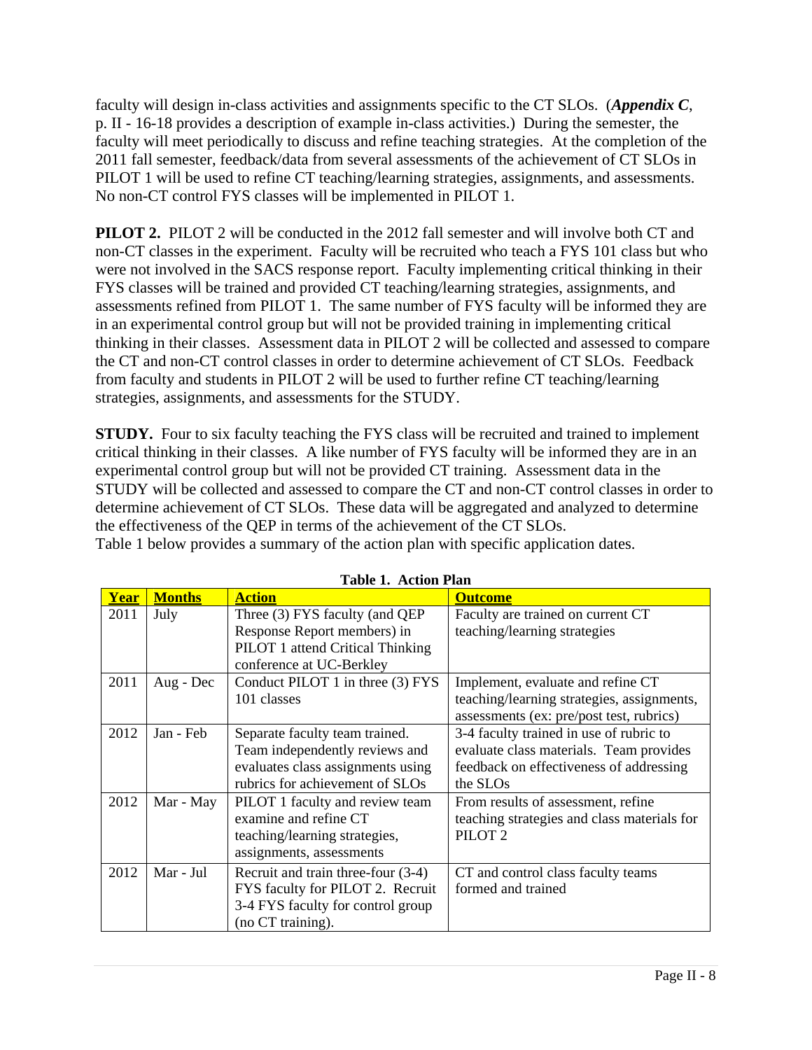faculty will design in-class activities and assignments specific to the CT SLOs. (***Appendix C***, p. II - 16-18 provides a description of example in-class activities.) During the semester, the faculty will meet periodically to discuss and refine teaching strategies. At the completion of the 2011 fall semester, feedback/data from several assessments of the achievement of CT SLOs in PILOT 1 will be used to refine CT teaching/learning strategies, assignments, and assessments. No non-CT control FYS classes will be implemented in PILOT 1.

**PILOT 2.** PILOT 2 will be conducted in the 2012 fall semester and will involve both CT and non-CT classes in the experiment. Faculty will be recruited who teach a FYS 101 class but who were not involved in the SACS response report. Faculty implementing critical thinking in their FYS classes will be trained and provided CT teaching/learning strategies, assignments, and assessments refined from PILOT 1. The same number of FYS faculty will be informed they are in an experimental control group but will not be provided training in implementing critical thinking in their classes. Assessment data in PILOT 2 will be collected and assessed to compare the CT and non-CT control classes in order to determine achievement of CT SLOs. Feedback from faculty and students in PILOT 2 will be used to further refine CT teaching/learning strategies, assignments, and assessments for the STUDY.

**STUDY.** Four to six faculty teaching the FYS class will be recruited and trained to implement critical thinking in their classes. A like number of FYS faculty will be informed they are in an experimental control group but will not be provided CT training. Assessment data in the STUDY will be collected and assessed to compare the CT and non-CT control classes in order to determine achievement of CT SLOs. These data will be aggregated and analyzed to determine the effectiveness of the QEP in terms of the achievement of the CT SLOs.
Table 1 below provides a summary of the action plan with specific application dates.

**Table 1. Action Plan**

| Year | Months | Action | Outcome |
|---|---|---|---|
| 2011 | July | Three (3) FYS faculty (and QEP Response Report members) in PILOT 1 attend Critical Thinking conference at UC-Berkley | Faculty are trained on current CT teaching/learning strategies |
| 2011 | Aug - Dec | Conduct PILOT 1 in three (3) FYS 101 classes | Implement, evaluate and refine CT teaching/learning strategies, assignments, assessments (ex: pre/post test, rubrics) |
| 2012 | Jan - Feb | Separate faculty team trained. Team independently reviews and evaluates class assignments using rubrics for achievement of SLOs | 3-4 faculty trained in use of rubric to evaluate class materials. Team provides feedback on effectiveness of addressing the SLOs |
| 2012 | Mar - May | PILOT 1 faculty and review team examine and refine CT teaching/learning strategies, assignments, assessments | From results of assessment, refine teaching strategies and class materials for PILOT 2 |
| 2012 | Mar - Jul | Recruit and train three-four (3-4) FYS faculty for PILOT 2. Recruit 3-4 FYS faculty for control group (no CT training). | CT and control class faculty teams formed and trained |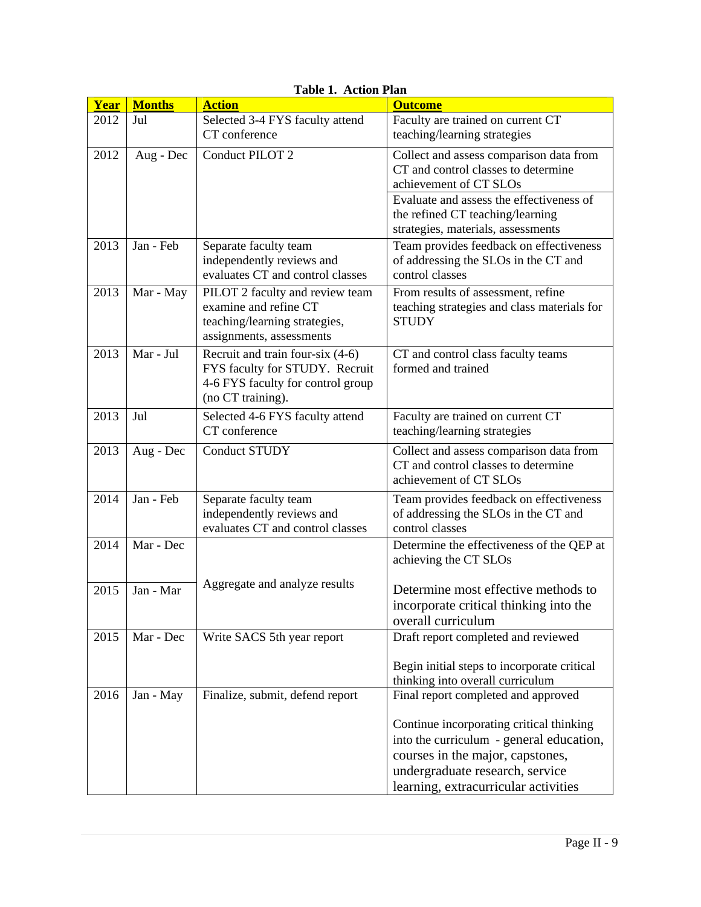**Table 1. Action Plan**

| Year | Months | Action | Outcome |
|---|---|---|---|
| 2012 | Jul | Selected 3-4 FYS faculty attend CT conference | Faculty are trained on current CT teaching/learning strategies |
| 2012 | Aug - Dec | Conduct PILOT 2 | Collect and assess comparison data from CT and control classes to determine achievement of CT SLOs<br>Evaluate and assess the effectiveness of the refined CT teaching/learning strategies, materials, assessments |
| 2013 | Jan - Feb | Separate faculty team independently reviews and evaluates CT and control classes | Team provides feedback on effectiveness of addressing the SLOs in the CT and control classes |
| 2013 | Mar - May | PILOT 2 faculty and review team examine and refine CT teaching/learning strategies, assignments, assessments | From results of assessment, refine teaching strategies and class materials for STUDY |
| 2013 | Mar - Jul | Recruit and train four-six (4-6) FYS faculty for STUDY. Recruit 4-6 FYS faculty for control group (no CT training). | CT and control class faculty teams formed and trained |
| 2013 | Jul | Selected 4-6 FYS faculty attend CT conference | Faculty are trained on current CT teaching/learning strategies |
| 2013 | Aug - Dec | Conduct STUDY | Collect and assess comparison data from CT and control classes to determine achievement of CT SLOs |
| 2014 | Jan - Feb | Separate faculty team independently reviews and evaluates CT and control classes | Team provides feedback on effectiveness of addressing the SLOs in the CT and control classes |
| 2014 | Mar - Dec | Aggregate and analyze results | Determine the effectiveness of the QEP at achieving the CT SLOs |
| 2015 | Jan - Mar | | Determine most effective methods to incorporate critical thinking into the overall curriculum |
| 2015 | Mar - Dec | Write SACS 5th year report | Draft report completed and reviewed<br><br>Begin initial steps to incorporate critical thinking into overall curriculum |
| 2016 | Jan - May | Finalize, submit, defend report | Final report completed and approved<br><br>Continue incorporating critical thinking into the curriculum - general education, courses in the major, capstones, undergraduate research, service learning, extracurricular activities |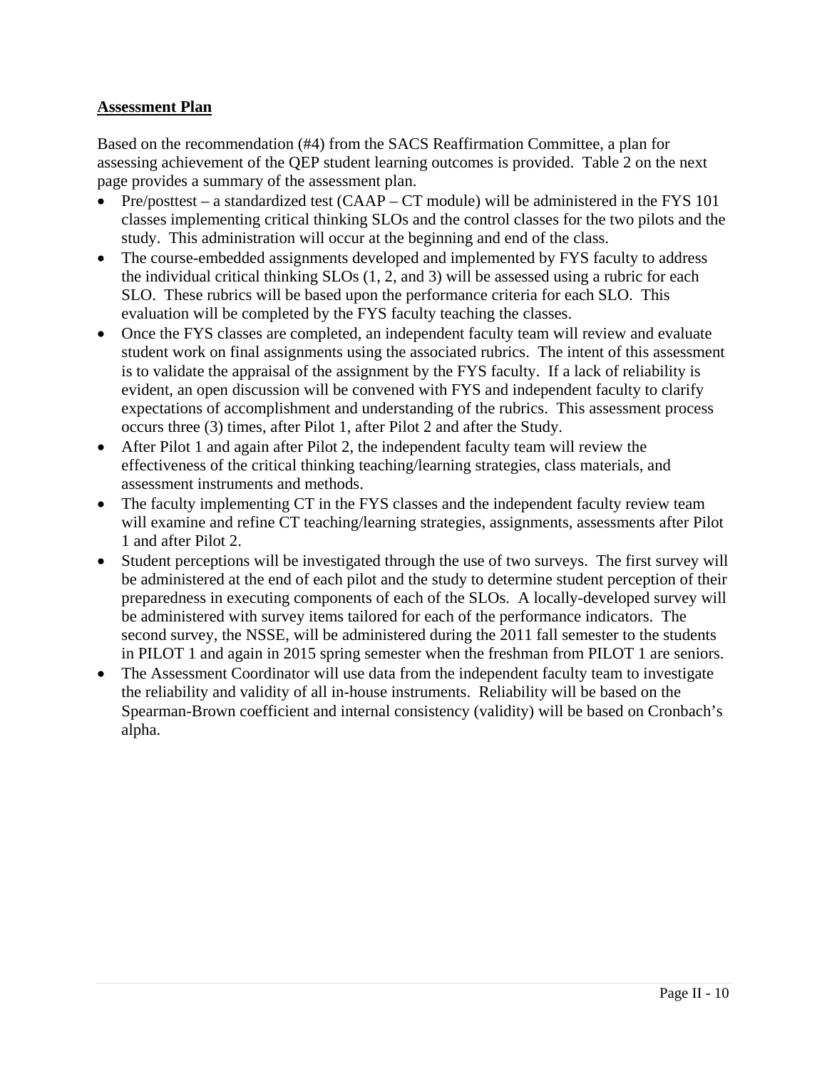**Assessment Plan**

Based on the recommendation (#4) from the SACS Reaffirmation Committee, a plan for assessing achievement of the QEP student learning outcomes is provided. Table 2 on the next page provides a summary of the assessment plan.

- Pre/posttest – a standardized test (CAAP – CT module) will be administered in the FYS 101 classes implementing critical thinking SLOs and the control classes for the two pilots and the study. This administration will occur at the beginning and end of the class.
- The course-embedded assignments developed and implemented by FYS faculty to address the individual critical thinking SLOs (1, 2, and 3) will be assessed using a rubric for each SLO. These rubrics will be based upon the performance criteria for each SLO. This evaluation will be completed by the FYS faculty teaching the classes.
- Once the FYS classes are completed, an independent faculty team will review and evaluate student work on final assignments using the associated rubrics. The intent of this assessment is to validate the appraisal of the assignment by the FYS faculty. If a lack of reliability is evident, an open discussion will be convened with FYS and independent faculty to clarify expectations of accomplishment and understanding of the rubrics. This assessment process occurs three (3) times, after Pilot 1, after Pilot 2 and after the Study.
- After Pilot 1 and again after Pilot 2, the independent faculty team will review the effectiveness of the critical thinking teaching/learning strategies, class materials, and assessment instruments and methods.
- The faculty implementing CT in the FYS classes and the independent faculty review team will examine and refine CT teaching/learning strategies, assignments, assessments after Pilot 1 and after Pilot 2.
- Student perceptions will be investigated through the use of two surveys. The first survey will be administered at the end of each pilot and the study to determine student perception of their preparedness in executing components of each of the SLOs. A locally-developed survey will be administered with survey items tailored for each of the performance indicators. The second survey, the NSSE, will be administered during the 2011 fall semester to the students in PILOT 1 and again in 2015 spring semester when the freshman from PILOT 1 are seniors.
- The Assessment Coordinator will use data from the independent faculty team to investigate the reliability and validity of all in-house instruments. Reliability will be based on the Spearman-Brown coefficient and internal consistency (validity) will be based on Cronbach's alpha.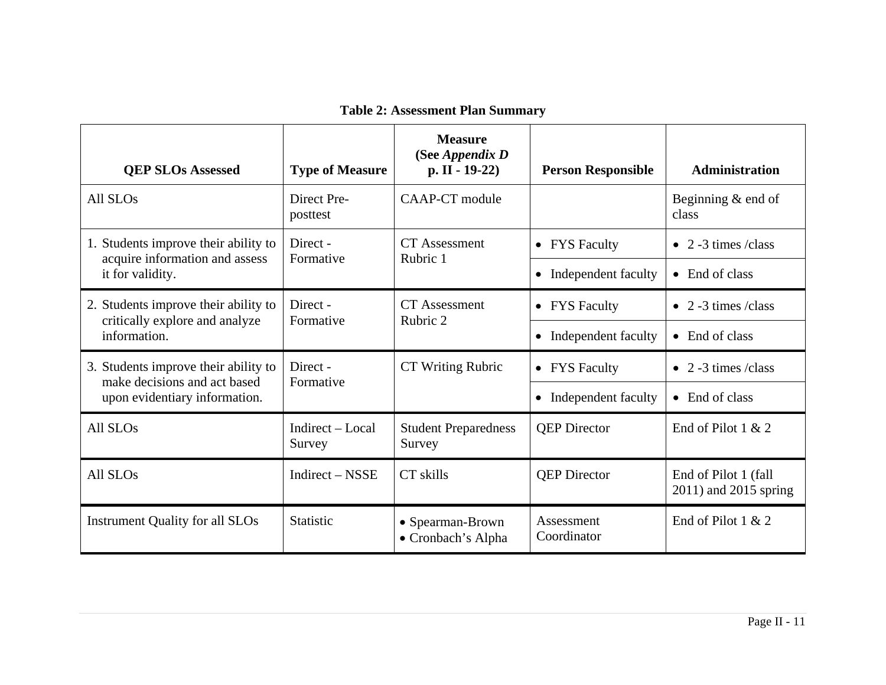**Table 2: Assessment Plan Summary**

| QEP SLOs Assessed | Type of Measure | Measure (See *Appendix D* p. II - 19-22) | Person Responsible | Administration |
|---|---|---|---|---|
| All SLOs | Direct Pre-posttest | CAAP-CT module | | Beginning & end of class |
| 1. Students improve their ability to acquire information and assess it for validity. | Direct - Formative | CT Assessment Rubric 1 | • FYS Faculty | • 2 -3 times /class |
| | | | • Independent faculty | • End of class |
| 2. Students improve their ability to critically explore and analyze information. | Direct - Formative | CT Assessment Rubric 2 | • FYS Faculty | • 2 -3 times /class |
| | | | • Independent faculty | • End of class |
| 3. Students improve their ability to make decisions and act based upon evidentiary information. | Direct - Formative | CT Writing Rubric | • FYS Faculty | • 2 -3 times /class |
| | | | • Independent faculty | • End of class |
| All SLOs | Indirect – Local Survey | Student Preparedness Survey | QEP Director | End of Pilot 1 & 2 |
| All SLOs | Indirect – NSSE | CT skills | QEP Director | End of Pilot 1 (fall 2011) and 2015 spring |
| Instrument Quality for all SLOs | Statistic | • Spearman-Brown<br>• Cronbach's Alpha | Assessment Coordinator | End of Pilot 1 & 2 |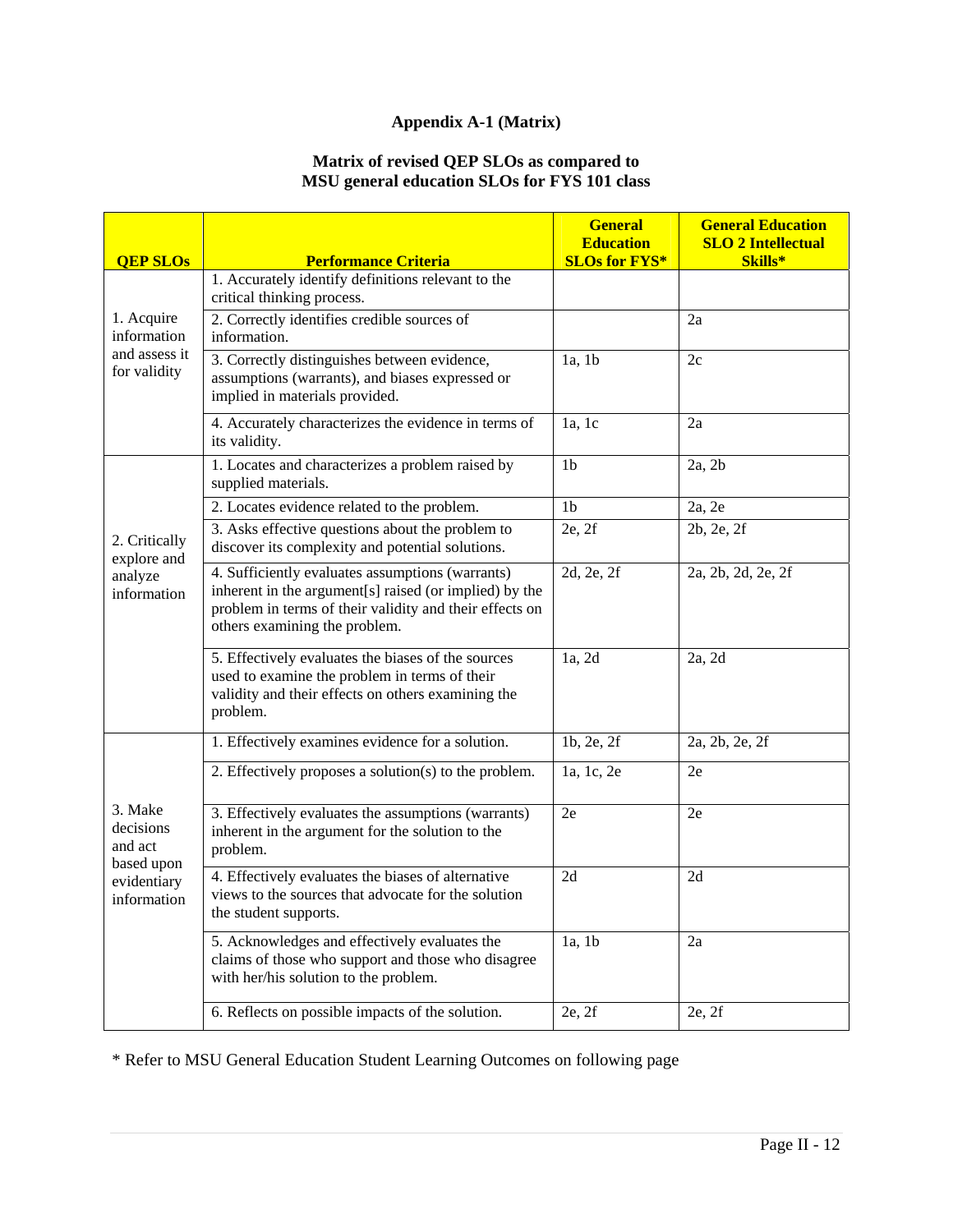# Appendix A-1 (Matrix)

## Matrix of revised QEP SLOs as compared to MSU general education SLOs for FYS 101 class

| QEP SLOs | Performance Criteria | General Education SLOs for FYS* | General Education SLO 2 Intellectual Skills* |
|---|---|---|---|
| 1. Acquire information and assess it for validity | 1. Accurately identify definitions relevant to the critical thinking process. | | |
| | 2. Correctly identifies credible sources of information. | | 2a |
| | 3. Correctly distinguishes between evidence, assumptions (warrants), and biases expressed or implied in materials provided. | 1a, 1b | 2c |
| | 4. Accurately characterizes the evidence in terms of its validity. | 1a, 1c | 2a |
| 2. Critically explore and analyze information | 1. Locates and characterizes a problem raised by supplied materials. | 1b | 2a, 2b |
| | 2. Locates evidence related to the problem. | 1b | 2a, 2e |
| | 3. Asks effective questions about the problem to discover its complexity and potential solutions. | 2e, 2f | 2b, 2e, 2f |
| | 4. Sufficiently evaluates assumptions (warrants) inherent in the argument[s] raised (or implied) by the problem in terms of their validity and their effects on others examining the problem. | 2d, 2e, 2f | 2a, 2b, 2d, 2e, 2f |
| | 5. Effectively evaluates the biases of the sources used to examine the problem in terms of their validity and their effects on others examining the problem. | 1a, 2d | 2a, 2d |
| 3. Make decisions and act based upon evidentiary information | 1. Effectively examines evidence for a solution. | 1b, 2e, 2f | 2a, 2b, 2e, 2f |
| | 2. Effectively proposes a solution(s) to the problem. | 1a, 1c, 2e | 2e |
| | 3. Effectively evaluates the assumptions (warrants) inherent in the argument for the solution to the problem. | 2e | 2e |
| | 4. Effectively evaluates the biases of alternative views to the sources that advocate for the solution the student supports. | 2d | 2d |
| | 5. Acknowledges and effectively evaluates the claims of those who support and those who disagree with her/his solution to the problem. | 1a, 1b | 2a |
| | 6. Reflects on possible impacts of the solution. | 2e, 2f | 2e, 2f |

* Refer to MSU General Education Student Learning Outcomes on following page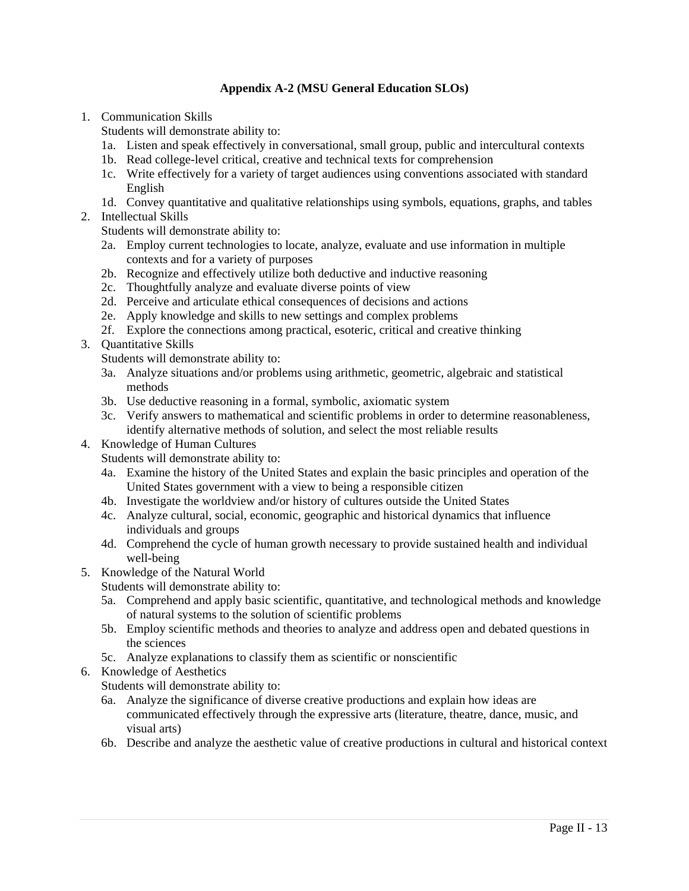## Appendix A-2 (MSU General Education SLOs)

1. Communication Skills
   Students will demonstrate ability to:
   - 1a. Listen and speak effectively in conversational, small group, public and intercultural contexts
   - 1b. Read college-level critical, creative and technical texts for comprehension
   - 1c. Write effectively for a variety of target audiences using conventions associated with standard English
   - 1d. Convey quantitative and qualitative relationships using symbols, equations, graphs, and tables
2. Intellectual Skills
   Students will demonstrate ability to:
   - 2a. Employ current technologies to locate, analyze, evaluate and use information in multiple contexts and for a variety of purposes
   - 2b. Recognize and effectively utilize both deductive and inductive reasoning
   - 2c. Thoughtfully analyze and evaluate diverse points of view
   - 2d. Perceive and articulate ethical consequences of decisions and actions
   - 2e. Apply knowledge and skills to new settings and complex problems
   - 2f. Explore the connections among practical, esoteric, critical and creative thinking
3. Quantitative Skills
   Students will demonstrate ability to:
   - 3a. Analyze situations and/or problems using arithmetic, geometric, algebraic and statistical methods
   - 3b. Use deductive reasoning in a formal, symbolic, axiomatic system
   - 3c. Verify answers to mathematical and scientific problems in order to determine reasonableness, identify alternative methods of solution, and select the most reliable results
4. Knowledge of Human Cultures
   Students will demonstrate ability to:
   - 4a. Examine the history of the United States and explain the basic principles and operation of the United States government with a view to being a responsible citizen
   - 4b. Investigate the worldview and/or history of cultures outside the United States
   - 4c. Analyze cultural, social, economic, geographic and historical dynamics that influence individuals and groups
   - 4d. Comprehend the cycle of human growth necessary to provide sustained health and individual well-being
5. Knowledge of the Natural World
   Students will demonstrate ability to:
   - 5a. Comprehend and apply basic scientific, quantitative, and technological methods and knowledge of natural systems to the solution of scientific problems
   - 5b. Employ scientific methods and theories to analyze and address open and debated questions in the sciences
   - 5c. Analyze explanations to classify them as scientific or nonscientific
6. Knowledge of Aesthetics
   Students will demonstrate ability to:
   - 6a. Analyze the significance of diverse creative productions and explain how ideas are communicated effectively through the expressive arts (literature, theatre, dance, music, and visual arts)
   - 6b. Describe and analyze the aesthetic value of creative productions in cultural and historical context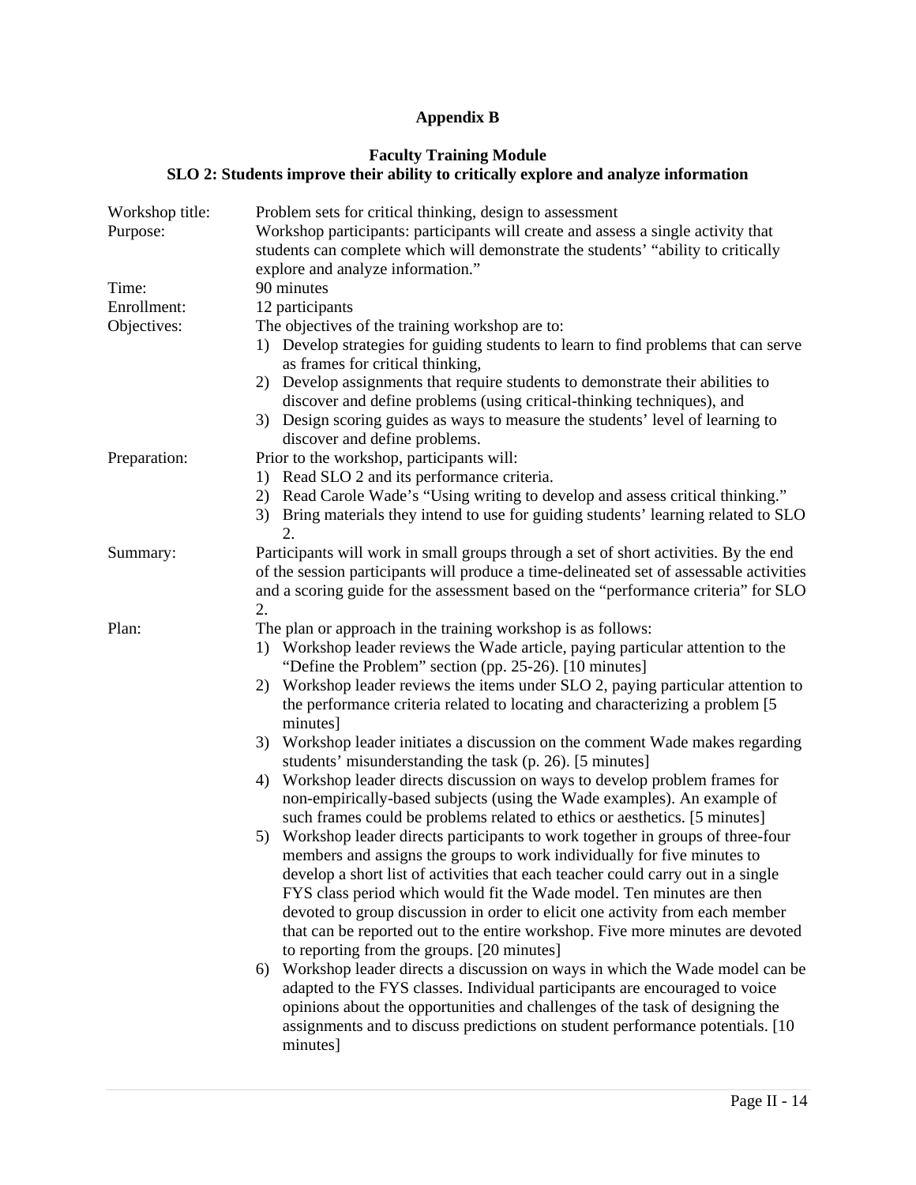# Appendix B

## Faculty Training Module
## SLO 2: Students improve their ability to critically explore and analyze information

| | |
|---|---|
| Workshop title: | Problem sets for critical thinking, design to assessment |
| Purpose: | Workshop participants: participants will create and assess a single activity that students can complete which will demonstrate the students' "ability to critically explore and analyze information." |
| Time: | 90 minutes |
| Enrollment: | 12 participants |
| Objectives: | The objectives of the training workshop are to: 1) Develop strategies for guiding students to learn to find problems that can serve as frames for critical thinking, 2) Develop assignments that require students to demonstrate their abilities to discover and define problems (using critical-thinking techniques), and 3) Design scoring guides as ways to measure the students' level of learning to discover and define problems. |
| Preparation: | Prior to the workshop, participants will: 1) Read SLO 2 and its performance criteria. 2) Read Carole Wade's "Using writing to develop and assess critical thinking." 3) Bring materials they intend to use for guiding students' learning related to SLO 2. |
| Summary: | Participants will work in small groups through a set of short activities. By the end of the session participants will produce a time-delineated set of assessable activities and a scoring guide for the assessment based on the "performance criteria" for SLO 2. |
| Plan: | The plan or approach in the training workshop is as follows: 1) Workshop leader reviews the Wade article, paying particular attention to the "Define the Problem" section (pp. 25-26). [10 minutes] 2) Workshop leader reviews the items under SLO 2, paying particular attention to the performance criteria related to locating and characterizing a problem [5 minutes] 3) Workshop leader initiates a discussion on the comment Wade makes regarding students' misunderstanding the task (p. 26). [5 minutes] 4) Workshop leader directs discussion on ways to develop problem frames for non-empirically-based subjects (using the Wade examples). An example of such frames could be problems related to ethics or aesthetics. [5 minutes] 5) Workshop leader directs participants to work together in groups of three-four members and assigns the groups to work individually for five minutes to develop a short list of activities that each teacher could carry out in a single FYS class period which would fit the Wade model. Ten minutes are then devoted to group discussion in order to elicit one activity from each member that can be reported out to the entire workshop. Five more minutes are devoted to reporting from the groups. [20 minutes] 6) Workshop leader directs a discussion on ways in which the Wade model can be adapted to the FYS classes. Individual participants are encouraged to voice opinions about the opportunities and challenges of the task of designing the assignments and to discuss predictions on student performance potentials. [10 minutes] |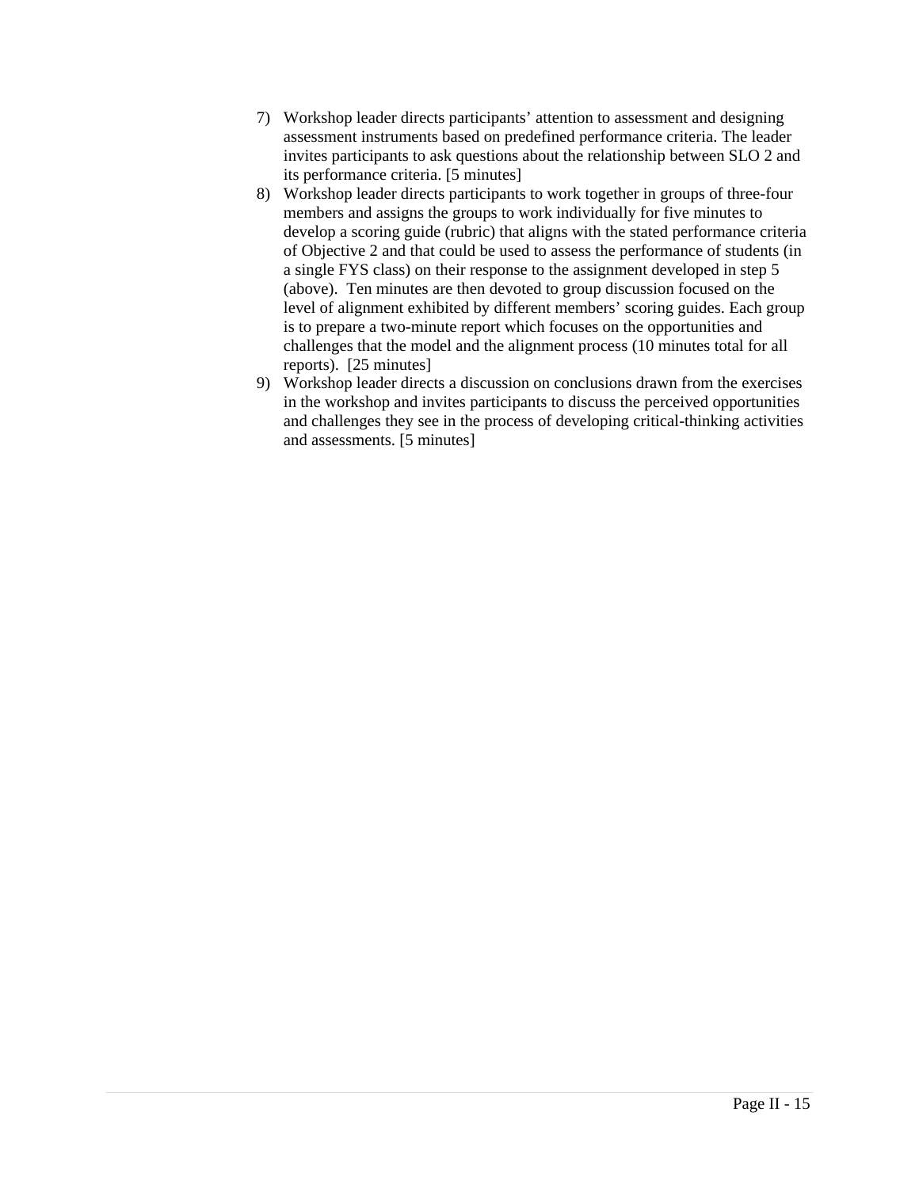7) Workshop leader directs participants' attention to assessment and designing assessment instruments based on predefined performance criteria. The leader invites participants to ask questions about the relationship between SLO 2 and its performance criteria. [5 minutes]
8) Workshop leader directs participants to work together in groups of three-four members and assigns the groups to work individually for five minutes to develop a scoring guide (rubric) that aligns with the stated performance criteria of Objective 2 and that could be used to assess the performance of students (in a single FYS class) on their response to the assignment developed in step 5 (above). Ten minutes are then devoted to group discussion focused on the level of alignment exhibited by different members' scoring guides. Each group is to prepare a two-minute report which focuses on the opportunities and challenges that the model and the alignment process (10 minutes total for all reports). [25 minutes]
9) Workshop leader directs a discussion on conclusions drawn from the exercises in the workshop and invites participants to discuss the perceived opportunities and challenges they see in the process of developing critical-thinking activities and assessments. [5 minutes]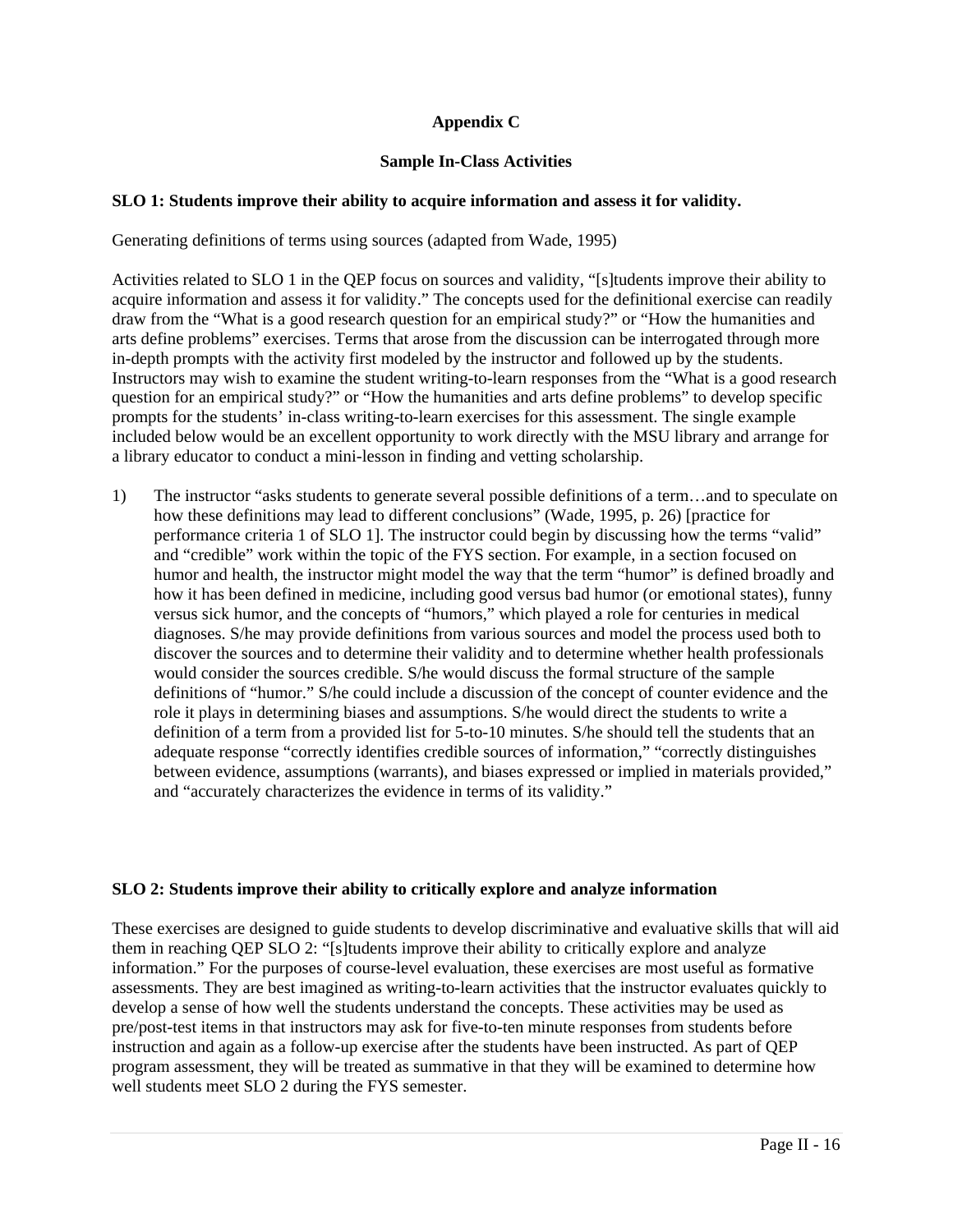# Appendix C

## Sample In-Class Activities

**SLO 1: Students improve their ability to acquire information and assess it for validity.**

Generating definitions of terms using sources (adapted from Wade, 1995)

Activities related to SLO 1 in the QEP focus on sources and validity, "[s]tudents improve their ability to acquire information and assess it for validity." The concepts used for the definitional exercise can readily draw from the "What is a good research question for an empirical study?" or "How the humanities and arts define problems" exercises. Terms that arose from the discussion can be interrogated through more in-depth prompts with the activity first modeled by the instructor and followed up by the students. Instructors may wish to examine the student writing-to-learn responses from the "What is a good research question for an empirical study?" or "How the humanities and arts define problems" to develop specific prompts for the students' in-class writing-to-learn exercises for this assessment. The single example included below would be an excellent opportunity to work directly with the MSU library and arrange for a library educator to conduct a mini-lesson in finding and vetting scholarship.

1) The instructor "asks students to generate several possible definitions of a term…and to speculate on how these definitions may lead to different conclusions" (Wade, 1995, p. 26) [practice for performance criteria 1 of SLO 1]. The instructor could begin by discussing how the terms "valid" and "credible" work within the topic of the FYS section. For example, in a section focused on humor and health, the instructor might model the way that the term "humor" is defined broadly and how it has been defined in medicine, including good versus bad humor (or emotional states), funny versus sick humor, and the concepts of "humors," which played a role for centuries in medical diagnoses. S/he may provide definitions from various sources and model the process used both to discover the sources and to determine their validity and to determine whether health professionals would consider the sources credible. S/he would discuss the formal structure of the sample definitions of "humor." S/he could include a discussion of the concept of counter evidence and the role it plays in determining biases and assumptions. S/he would direct the students to write a definition of a term from a provided list for 5-to-10 minutes. S/he should tell the students that an adequate response "correctly identifies credible sources of information," "correctly distinguishes between evidence, assumptions (warrants), and biases expressed or implied in materials provided," and "accurately characterizes the evidence in terms of its validity."

**SLO 2: Students improve their ability to critically explore and analyze information**

These exercises are designed to guide students to develop discriminative and evaluative skills that will aid them in reaching QEP SLO 2: "[s]tudents improve their ability to critically explore and analyze information." For the purposes of course-level evaluation, these exercises are most useful as formative assessments. They are best imagined as writing-to-learn activities that the instructor evaluates quickly to develop a sense of how well the students understand the concepts. These activities may be used as pre/post-test items in that instructors may ask for five-to-ten minute responses from students before instruction and again as a follow-up exercise after the students have been instructed. As part of QEP program assessment, they will be treated as summative in that they will be examined to determine how well students meet SLO 2 during the FYS semester.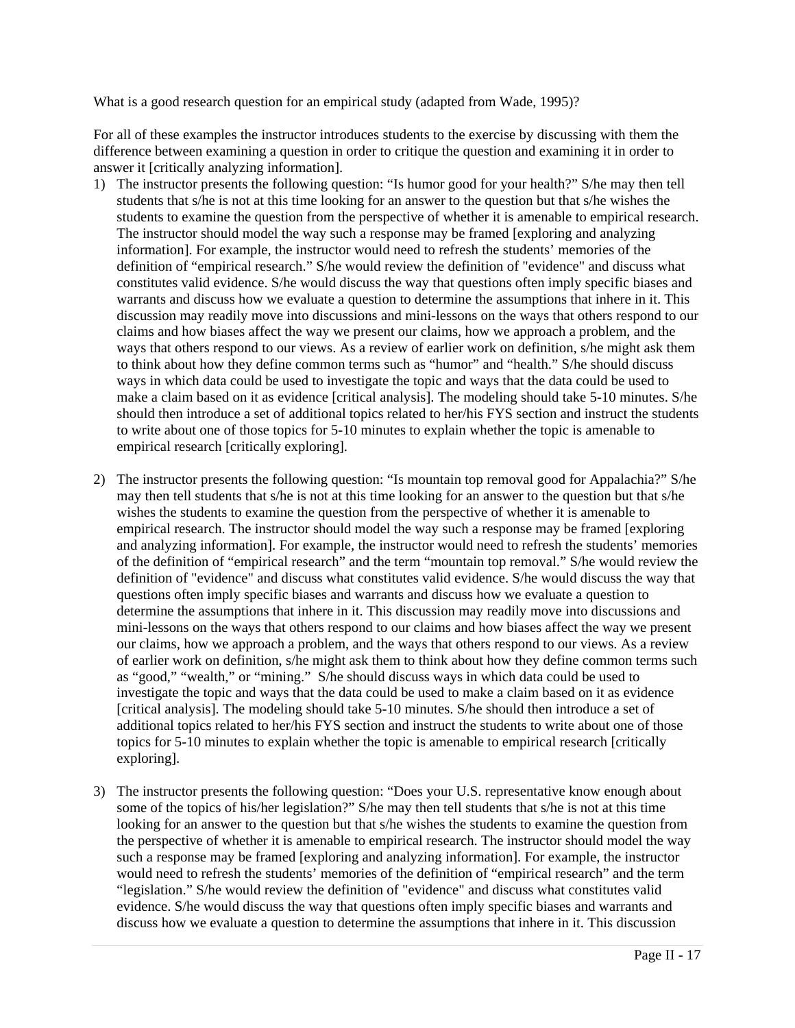What is a good research question for an empirical study (adapted from Wade, 1995)?

For all of these examples the instructor introduces students to the exercise by discussing with them the difference between examining a question in order to critique the question and examining it in order to answer it [critically analyzing information].

1) The instructor presents the following question: "Is humor good for your health?" S/he may then tell students that s/he is not at this time looking for an answer to the question but that s/he wishes the students to examine the question from the perspective of whether it is amenable to empirical research. The instructor should model the way such a response may be framed [exploring and analyzing information]. For example, the instructor would need to refresh the students' memories of the definition of "empirical research." S/he would review the definition of "evidence" and discuss what constitutes valid evidence. S/he would discuss the way that questions often imply specific biases and warrants and discuss how we evaluate a question to determine the assumptions that inhere in it. This discussion may readily move into discussions and mini-lessons on the ways that others respond to our claims and how biases affect the way we present our claims, how we approach a problem, and the ways that others respond to our views. As a review of earlier work on definition, s/he might ask them to think about how they define common terms such as "humor" and "health." S/he should discuss ways in which data could be used to investigate the topic and ways that the data could be used to make a claim based on it as evidence [critical analysis]. The modeling should take 5-10 minutes. S/he should then introduce a set of additional topics related to her/his FYS section and instruct the students to write about one of those topics for 5-10 minutes to explain whether the topic is amenable to empirical research [critically exploring].

2) The instructor presents the following question: "Is mountain top removal good for Appalachia?" S/he may then tell students that s/he is not at this time looking for an answer to the question but that s/he wishes the students to examine the question from the perspective of whether it is amenable to empirical research. The instructor should model the way such a response may be framed [exploring and analyzing information]. For example, the instructor would need to refresh the students' memories of the definition of "empirical research" and the term "mountain top removal." S/he would review the definition of "evidence" and discuss what constitutes valid evidence. S/he would discuss the way that questions often imply specific biases and warrants and discuss how we evaluate a question to determine the assumptions that inhere in it. This discussion may readily move into discussions and mini-lessons on the ways that others respond to our claims and how biases affect the way we present our claims, how we approach a problem, and the ways that others respond to our views. As a review of earlier work on definition, s/he might ask them to think about how they define common terms such as "good," "wealth," or "mining." S/he should discuss ways in which data could be used to investigate the topic and ways that the data could be used to make a claim based on it as evidence [critical analysis]. The modeling should take 5-10 minutes. S/he should then introduce a set of additional topics related to her/his FYS section and instruct the students to write about one of those topics for 5-10 minutes to explain whether the topic is amenable to empirical research [critically exploring].

3) The instructor presents the following question: "Does your U.S. representative know enough about some of the topics of his/her legislation?" S/he may then tell students that s/he is not at this time looking for an answer to the question but that s/he wishes the students to examine the question from the perspective of whether it is amenable to empirical research. The instructor should model the way such a response may be framed [exploring and analyzing information]. For example, the instructor would need to refresh the students' memories of the definition of "empirical research" and the term "legislation." S/he would review the definition of "evidence" and discuss what constitutes valid evidence. S/he would discuss the way that questions often imply specific biases and warrants and discuss how we evaluate a question to determine the assumptions that inhere in it. This discussion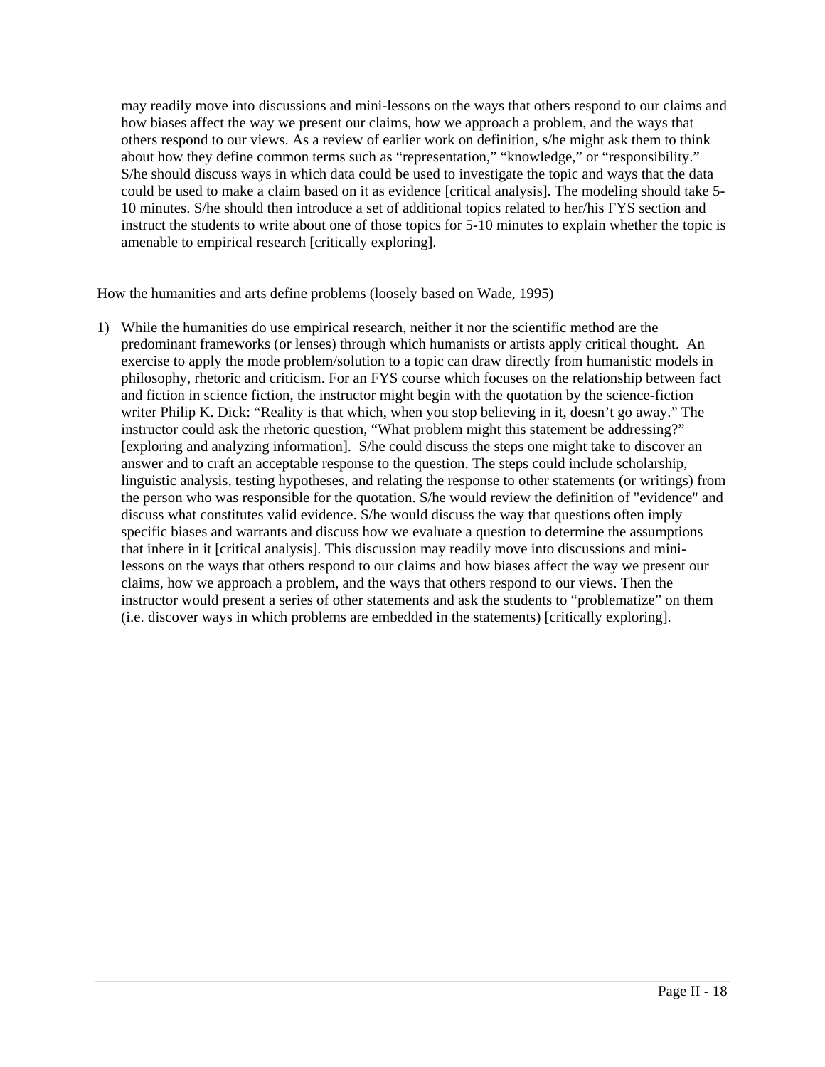may readily move into discussions and mini-lessons on the ways that others respond to our claims and how biases affect the way we present our claims, how we approach a problem, and the ways that others respond to our views. As a review of earlier work on definition, s/he might ask them to think about how they define common terms such as "representation," "knowledge," or "responsibility." S/he should discuss ways in which data could be used to investigate the topic and ways that the data could be used to make a claim based on it as evidence [critical analysis]. The modeling should take 5-10 minutes. S/he should then introduce a set of additional topics related to her/his FYS section and instruct the students to write about one of those topics for 5-10 minutes to explain whether the topic is amenable to empirical research [critically exploring].

How the humanities and arts define problems (loosely based on Wade, 1995)

1) While the humanities do use empirical research, neither it nor the scientific method are the predominant frameworks (or lenses) through which humanists or artists apply critical thought. An exercise to apply the mode problem/solution to a topic can draw directly from humanistic models in philosophy, rhetoric and criticism. For an FYS course which focuses on the relationship between fact and fiction in science fiction, the instructor might begin with the quotation by the science-fiction writer Philip K. Dick: "Reality is that which, when you stop believing in it, doesn't go away." The instructor could ask the rhetoric question, "What problem might this statement be addressing?" [exploring and analyzing information]. S/he could discuss the steps one might take to discover an answer and to craft an acceptable response to the question. The steps could include scholarship, linguistic analysis, testing hypotheses, and relating the response to other statements (or writings) from the person who was responsible for the quotation. S/he would review the definition of "evidence" and discuss what constitutes valid evidence. S/he would discuss the way that questions often imply specific biases and warrants and discuss how we evaluate a question to determine the assumptions that inhere in it [critical analysis]. This discussion may readily move into discussions and mini-lessons on the ways that others respond to our claims and how biases affect the way we present our claims, how we approach a problem, and the ways that others respond to our views. Then the instructor would present a series of other statements and ask the students to "problematize" on them (i.e. discover ways in which problems are embedded in the statements) [critically exploring].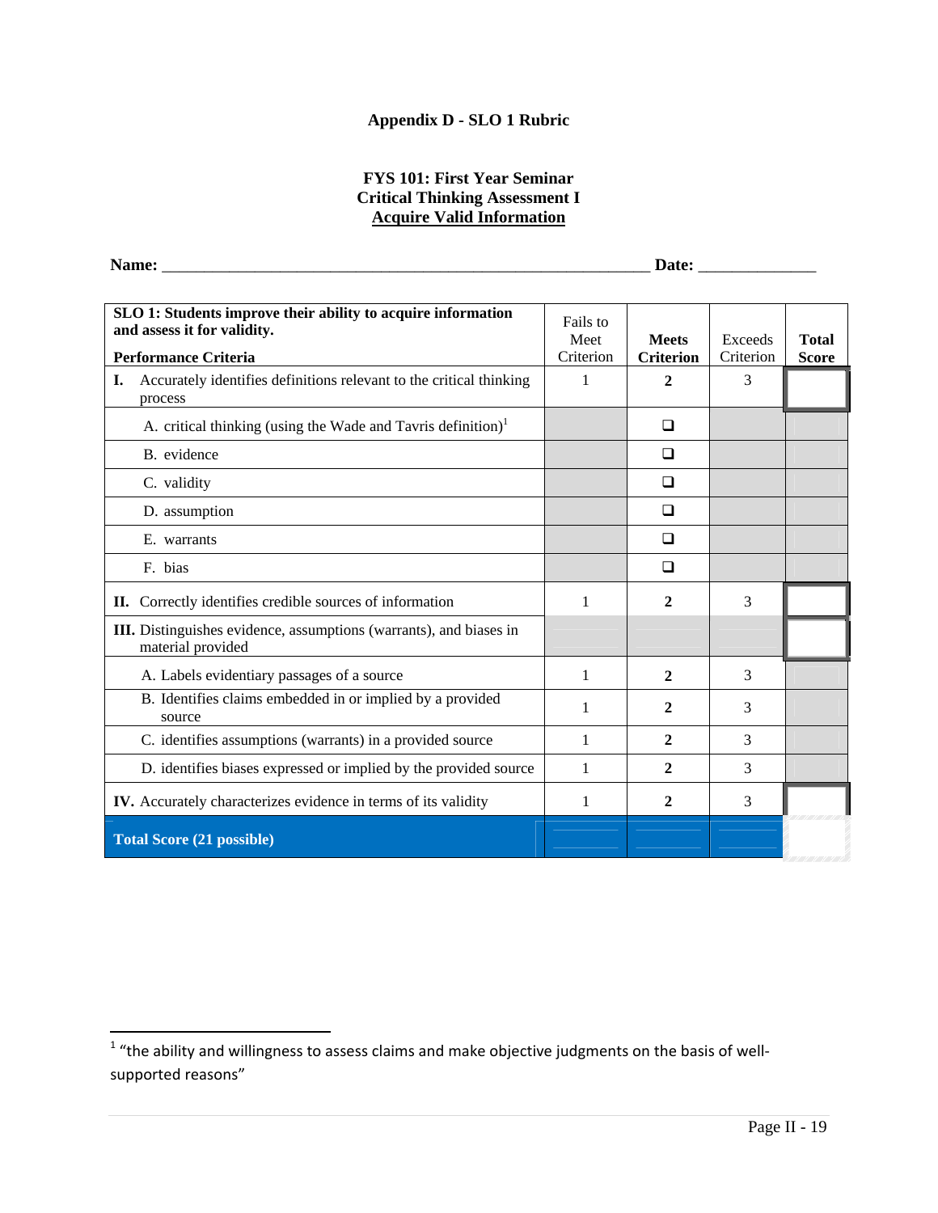**Appendix D - SLO 1 Rubric**

**FYS 101: First Year Seminar**
**Critical Thinking Assessment I**
**Acquire Valid Information**

**Name:** ____________________________________________________________ **Date:** ______________

| **SLO 1: Students improve their ability to acquire information and assess it for validity.** **Performance Criteria** | Fails to Meet Criterion | **Meets Criterion** | Exceeds Criterion | **Total Score** |
|---|---|---|---|---|
| **I.** Accurately identifies definitions relevant to the critical thinking process | 1 | **2** | 3 | |
| A. critical thinking (using the Wade and Tavris definition)[1] | | ❑ | | |
| B. evidence | | ❑ | | |
| C. validity | | ❑ | | |
| D. assumption | | ❑ | | |
| E. warrants | | ❑ | | |
| F. bias | | ❑ | | |
| **II.** Correctly identifies credible sources of information | 1 | **2** | 3 | |
| **III.** Distinguishes evidence, assumptions (warrants), and biases in material provided | | | | |
| A. Labels evidentiary passages of a source | 1 | **2** | 3 | |
| B. Identifies claims embedded in or implied by a provided source | 1 | **2** | 3 | |
| C. identifies assumptions (warrants) in a provided source | 1 | **2** | 3 | |
| D. identifies biases expressed or implied by the provided source | 1 | **2** | 3 | |
| **IV.** Accurately characterizes evidence in terms of its validity | 1 | **2** | 3 | |
| **Total Score (21 possible)** | | | | |

[1] "the ability and willingness to assess claims and make objective judgments on the basis of well-supported reasons"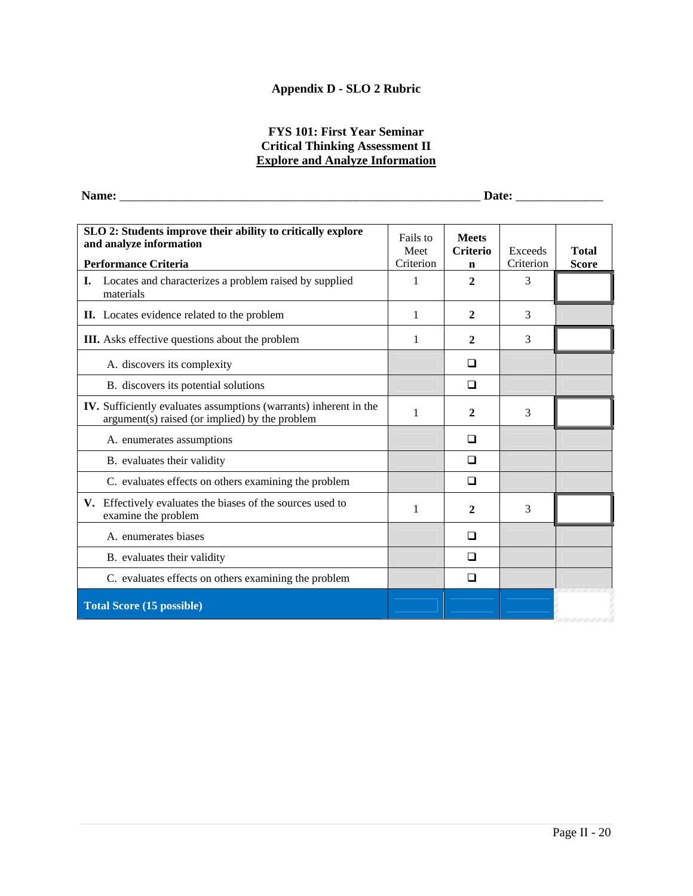## Appendix D - SLO 2 Rubric

### FYS 101: First Year Seminar
### Critical Thinking Assessment II
### Explore and Analyze Information

**Name:** ____________________________________________________________ **Date:** ______________

| **SLO 2: Students improve their ability to critically explore and analyze information**<br><br>**Performance Criteria** | Fails to Meet Criterion | **Meets Criterion** | Exceeds Criterion | **Total Score** |
|---|---|---|---|---|
| **I.** Locates and characterizes a problem raised by supplied materials | 1 | **2** | 3 | |
| **II.** Locates evidence related to the problem | 1 | **2** | 3 | |
| **III.** Asks effective questions about the problem | 1 | **2** | 3 | |
| A. discovers its complexity | | ❑ | | |
| B. discovers its potential solutions | | ❑ | | |
| **IV.** Sufficiently evaluates assumptions (warrants) inherent in the argument(s) raised (or implied) by the problem | 1 | **2** | 3 | |
| A. enumerates assumptions | | ❑ | | |
| B. evaluates their validity | | ❑ | | |
| C. evaluates effects on others examining the problem | | ❑ | | |
| **V.** Effectively evaluates the biases of the sources used to examine the problem | 1 | **2** | 3 | |
| A. enumerates biases | | ❑ | | |
| B. evaluates their validity | | ❑ | | |
| C. evaluates effects on others examining the problem | | ❑ | | |
| **Total Score (15 possible)** | | | | |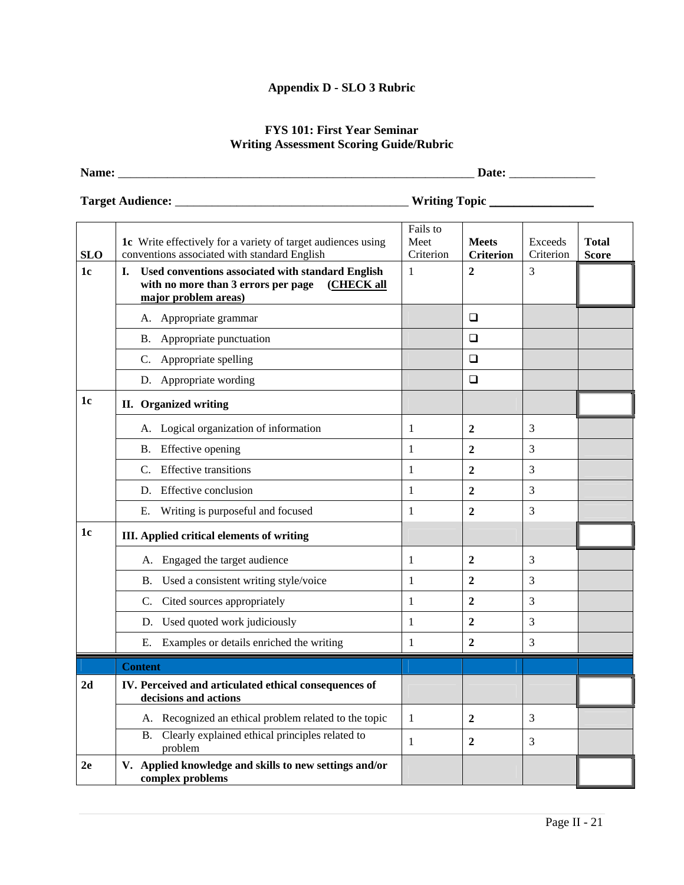## Appendix D - SLO 3 Rubric

### FYS 101: First Year Seminar
### Writing Assessment Scoring Guide/Rubric

**Name:** ____________________________________________________________ **Date:** ______________

**Target Audience:** ______________________________________ **Writing Topic** ________________

| SLO | 1c Write effectively for a variety of target audiences using conventions associated with standard English | Fails to Meet Criterion | **Meets Criterion** | Exceeds Criterion | **Total Score** |
|---|---|---|---|---|---|
| **1c** | **I. Used conventions associated with standard English with no more than 3 errors per page (CHECK all major problem areas)** | 1 | **2** | 3 | |
| | A. Appropriate grammar | | ❑ | | |
| | B. Appropriate punctuation | | ❑ | | |
| | C. Appropriate spelling | | ❑ | | |
| | D. Appropriate wording | | ❑ | | |
| **1c** | **II. Organized writing** | | | | |
| | A. Logical organization of information | 1 | **2** | 3 | |
| | B. Effective opening | 1 | **2** | 3 | |
| | C. Effective transitions | 1 | **2** | 3 | |
| | D. Effective conclusion | 1 | **2** | 3 | |
| | E. Writing is purposeful and focused | 1 | **2** | 3 | |
| **1c** | **III. Applied critical elements of writing** | | | | |
| | A. Engaged the target audience | 1 | **2** | 3 | |
| | B. Used a consistent writing style/voice | 1 | **2** | 3 | |
| | C. Cited sources appropriately | 1 | **2** | 3 | |
| | D. Used quoted work judiciously | 1 | **2** | 3 | |
| | E. Examples or details enriched the writing | 1 | **2** | 3 | |
| | **Content** | | | | |
| **2d** | **IV. Perceived and articulated ethical consequences of decisions and actions** | | | | |
| | A. Recognized an ethical problem related to the topic | 1 | **2** | 3 | |
| | B. Clearly explained ethical principles related to problem | 1 | **2** | 3 | |
| **2e** | **V. Applied knowledge and skills to new settings and/or complex problems** | | | | |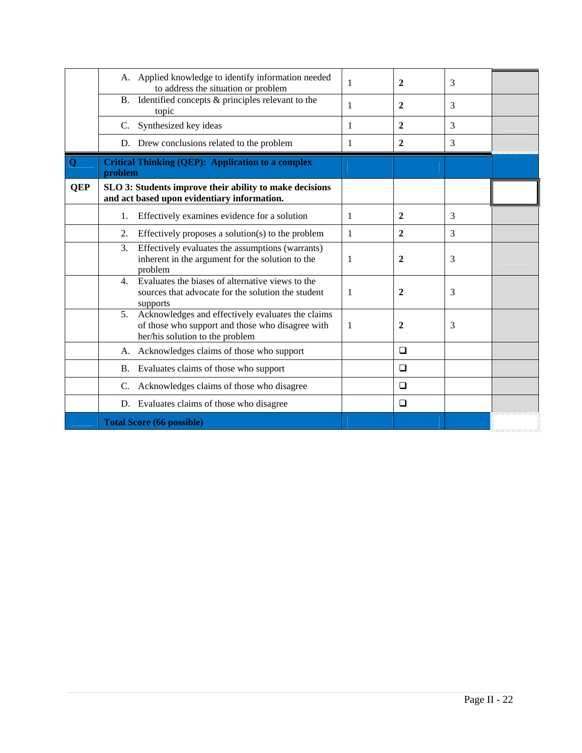| | | | | | |
|---|---|---|---|---|---|
| | A. Applied knowledge to identify information needed to address the situation or problem | 1 | **2** | 3 | |
| | B. Identified concepts & principles relevant to the topic | 1 | **2** | 3 | |
| | C. Synthesized key ideas | 1 | **2** | 3 | |
| | D. Drew conclusions related to the problem | 1 | **2** | 3 | |
| **Q** | **Critical Thinking (QEP): Application to a complex problem** | | | | |
| **QEP** | **SLO 3: Students improve their ability to make decisions and act based upon evidentiary information.** | | | | |
| | 1. Effectively examines evidence for a solution | 1 | **2** | 3 | |
| | 2. Effectively proposes a solution(s) to the problem | 1 | **2** | 3 | |
| | 3. Effectively evaluates the assumptions (warrants) inherent in the argument for the solution to the problem | 1 | **2** | 3 | |
| | 4. Evaluates the biases of alternative views to the sources that advocate for the solution the student supports | 1 | **2** | 3 | |
| | 5. Acknowledges and effectively evaluates the claims of those who support and those who disagree with her/his solution to the problem | 1 | **2** | 3 | |
| | A. Acknowledges claims of those who support | | ❑ | | |
| | B. Evaluates claims of those who support | | ❑ | | |
| | C. Acknowledges claims of those who disagree | | ❑ | | |
| | D. Evaluates claims of those who disagree | | ❑ | | |
| | **Total Score (66 possible)** | | | | |